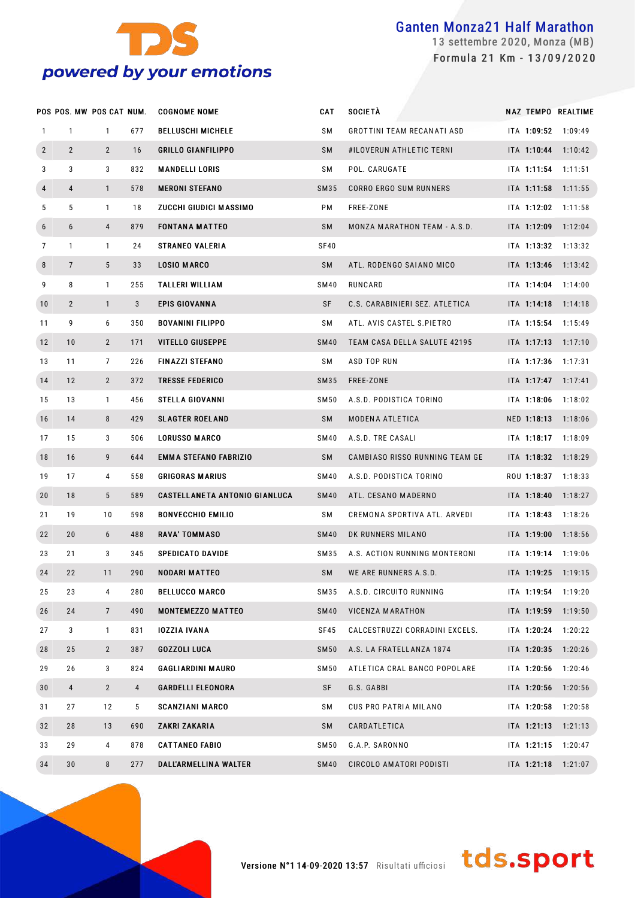# Ganten Monza21 Half Marathon

13 settembre 2020, Monza (MB)

Formula 21 Km - 13/09/2020

| POS | POS. MW | POS CAT | NUM. | COGNOME NOME | CAT | SOCIETÀ | NAZ | TEMPO | REALTIME |
|---|---|---|---|---|---|---|---|---|---|
| 1 | 1 | 1 | 677 | BELLUSCHI MICHELE | SM | GROTTINI TEAM RECANATI ASD | ITA | 1:09:52 | 1:09:49 |
| 2 | 2 | 2 | 16 | GRILLO GIANFILIPPO | SM | #ILOVERUN ATHLETIC TERNI | ITA | 1:10:44 | 1:10:42 |
| 3 | 3 | 3 | 832 | MANDELLI LORIS | SM | POL. CARUGATE | ITA | 1:11:54 | 1:11:51 |
| 4 | 4 | 1 | 578 | MERONI STEFANO | SM35 | CORRO ERGO SUM RUNNERS | ITA | 1:11:58 | 1:11:55 |
| 5 | 5 | 1 | 18 | ZUCCHI GIUDICI MASSIMO | PM | FREE-ZONE | ITA | 1:12:02 | 1:11:58 |
| 6 | 6 | 4 | 879 | FONTANA MATTEO | SM | MONZA MARATHON TEAM - A.S.D. | ITA | 1:12:09 | 1:12:04 |
| 7 | 1 | 1 | 24 | STRANEO VALERIA | SF40 | | ITA | 1:13:32 | 1:13:32 |
| 8 | 7 | 5 | 33 | LOSIO MARCO | SM | ATL. RODENGO SAIANO MICO | ITA | 1:13:46 | 1:13:42 |
| 9 | 8 | 1 | 255 | TALLERI WILLIAM | SM40 | RUNCARD | ITA | 1:14:04 | 1:14:00 |
| 10 | 2 | 1 | 3 | EPIS GIOVANNA | SF | C.S. CARABINIERI SEZ. ATLETICA | ITA | 1:14:18 | 1:14:18 |
| 11 | 9 | 6 | 350 | BOVANINI FILIPPO | SM | ATL. AVIS CASTEL S.PIETRO | ITA | 1:15:54 | 1:15:49 |
| 12 | 10 | 2 | 171 | VITELLO GIUSEPPE | SM40 | TEAM CASA DELLA SALUTE 42195 | ITA | 1:17:13 | 1:17:10 |
| 13 | 11 | 7 | 226 | FINAZZI STEFANO | SM | ASD TOP RUN | ITA | 1:17:36 | 1:17:31 |
| 14 | 12 | 2 | 372 | TRESSE FEDERICO | SM35 | FREE-ZONE | ITA | 1:17:47 | 1:17:41 |
| 15 | 13 | 1 | 456 | STELLA GIOVANNI | SM50 | A.S.D. PODISTICA TORINO | ITA | 1:18:06 | 1:18:02 |
| 16 | 14 | 8 | 429 | SLAGTER ROELAND | SM | MODENA ATLETICA | NED | 1:18:13 | 1:18:06 |
| 17 | 15 | 3 | 506 | LORUSSO MARCO | SM40 | A.S.D. TRE CASALI | ITA | 1:18:17 | 1:18:09 |
| 18 | 16 | 9 | 644 | EMMA STEFANO FABRIZIO | SM | CAMBIASO RISSO RUNNING TEAM GE | ITA | 1:18:32 | 1:18:29 |
| 19 | 17 | 4 | 558 | GRIGORAS MARIUS | SM40 | A.S.D. PODISTICA TORINO | ROU | 1:18:37 | 1:18:33 |
| 20 | 18 | 5 | 589 | CASTELLANETA ANTONIO GIANLUCA | SM40 | ATL. CESANO MADERNO | ITA | 1:18:40 | 1:18:27 |
| 21 | 19 | 10 | 598 | BONVECCHIO EMILIO | SM | CREMONA SPORTIVA ATL. ARVEDI | ITA | 1:18:43 | 1:18:26 |
| 22 | 20 | 6 | 488 | RAVA' TOMMASO | SM40 | DK RUNNERS MILANO | ITA | 1:19:00 | 1:18:56 |
| 23 | 21 | 3 | 345 | SPEDICATO DAVIDE | SM35 | A.S. ACTION RUNNING MONTERONI | ITA | 1:19:14 | 1:19:06 |
| 24 | 22 | 11 | 290 | NODARI MATTEO | SM | WE ARE RUNNERS A.S.D. | ITA | 1:19:25 | 1:19:15 |
| 25 | 23 | 4 | 280 | BELLUCCO MARCO | SM35 | A.S.D. CIRCUITO RUNNING | ITA | 1:19:54 | 1:19:20 |
| 26 | 24 | 7 | 490 | MONTEMEZZO MATTEO | SM40 | VICENZA MARATHON | ITA | 1:19:59 | 1:19:50 |
| 27 | 3 | 1 | 831 | IOZZIA IVANA | SF45 | CALCESTRUZZI CORRADINI EXCELS. | ITA | 1:20:24 | 1:20:22 |
| 28 | 25 | 2 | 387 | GOZZOLI LUCA | SM50 | A.S. LA FRATELLANZA 1874 | ITA | 1:20:35 | 1:20:26 |
| 29 | 26 | 3 | 824 | GAGLIARDINI MAURO | SM50 | ATLETICA CRAL BANCO POPOLARE | ITA | 1:20:56 | 1:20:46 |
| 30 | 4 | 2 | 4 | GARDELLI ELEONORA | SF | G.S. GABBI | ITA | 1:20:56 | 1:20:56 |
| 31 | 27 | 12 | 5 | SCANZIANI MARCO | SM | CUS PRO PATRIA MILANO | ITA | 1:20:58 | 1:20:58 |
| 32 | 28 | 13 | 690 | ZAKRI ZAKARIA | SM | CARDATLETICA | ITA | 1:21:13 | 1:21:13 |
| 33 | 29 | 4 | 878 | CATTANEO FABIO | SM50 | G.A.P. SARONNO | ITA | 1:21:15 | 1:20:47 |
| 34 | 30 | 8 | 277 | DALL'ARMELLINA WALTER | SM40 | CIRCOLO AMATORI PODISTI | ITA | 1:21:18 | 1:21:07 |

Versione N°1 14-09-2020 13:57 Risultati ufficiosi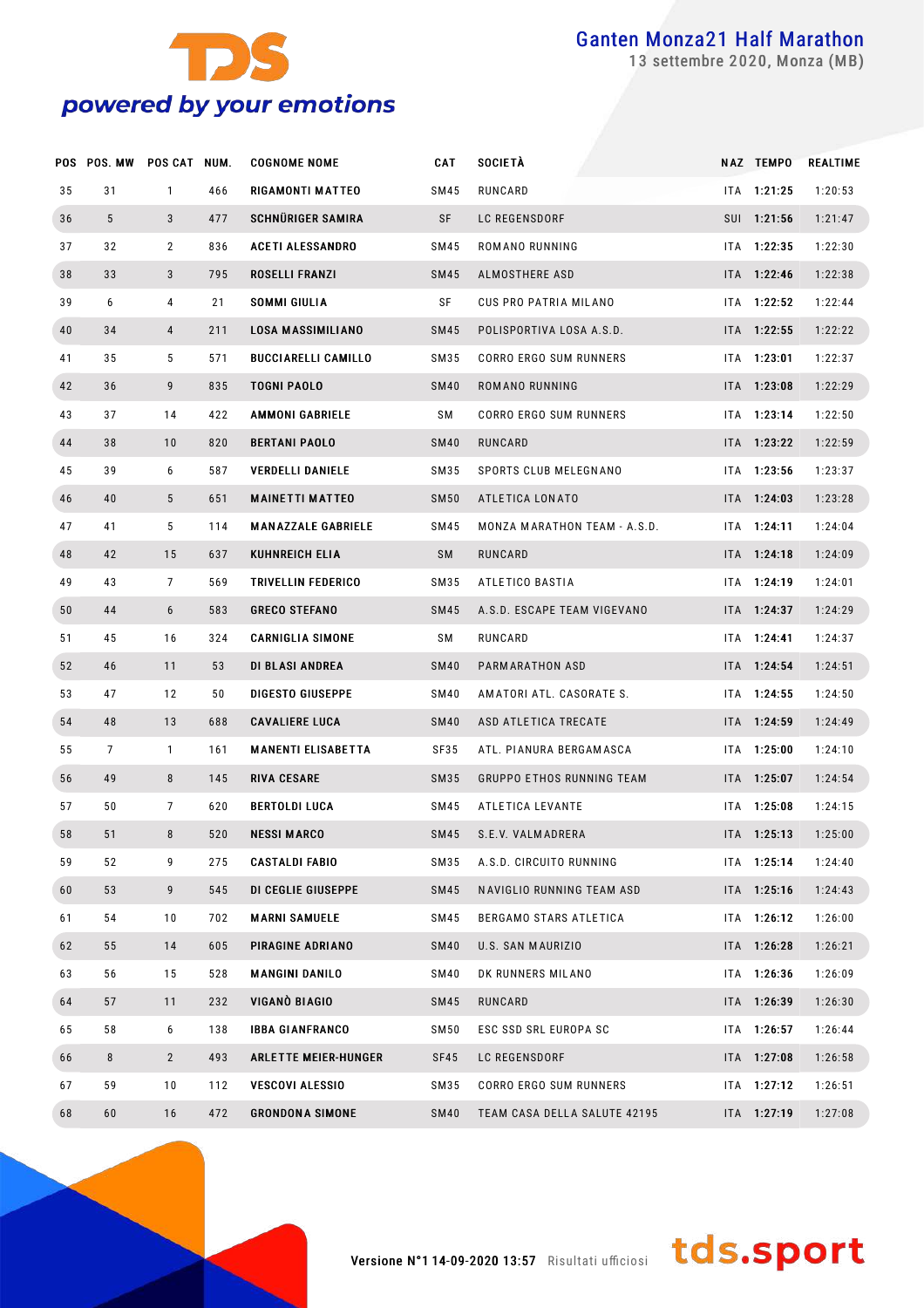| POS | POS. MW | POS CAT | NUM. | COGNOME NOME | CAT | SOCIETÀ | NAZ | TEMPO | REALTIME |
|---|---|---|---|---|---|---|---|---|---|
| 35 | 31 | 1 | 466 | RIGAMONTI MATTEO | SM45 | RUNCARD | ITA | 1:21:25 | 1:20:53 |
| 36 | 5 | 3 | 477 | SCHNÜRIGER SAMIRA | SF | LC REGENSDORF | SUI | 1:21:56 | 1:21:47 |
| 37 | 32 | 2 | 836 | ACETI ALESSANDRO | SM45 | ROMANO RUNNING | ITA | 1:22:35 | 1:22:30 |
| 38 | 33 | 3 | 795 | ROSELLI FRANZI | SM45 | ALMOSTHERE ASD | ITA | 1:22:46 | 1:22:38 |
| 39 | 6 | 4 | 21 | SOMMI GIULIA | SF | CUS PRO PATRIA MILANO | ITA | 1:22:52 | 1:22:44 |
| 40 | 34 | 4 | 211 | LOSA MASSIMILIANO | SM45 | POLISPORTIVA LOSA A.S.D. | ITA | 1:22:55 | 1:22:22 |
| 41 | 35 | 5 | 571 | BUCCIARELLI CAMILLO | SM35 | CORRO ERGO SUM RUNNERS | ITA | 1:23:01 | 1:22:37 |
| 42 | 36 | 9 | 835 | TOGNI PAOLO | SM40 | ROMANO RUNNING | ITA | 1:23:08 | 1:22:29 |
| 43 | 37 | 14 | 422 | AMMONI GABRIELE | SM | CORRO ERGO SUM RUNNERS | ITA | 1:23:14 | 1:22:50 |
| 44 | 38 | 10 | 820 | BERTANI PAOLO | SM40 | RUNCARD | ITA | 1:23:22 | 1:22:59 |
| 45 | 39 | 6 | 587 | VERDELLI DANIELE | SM35 | SPORTS CLUB MELEGNANO | ITA | 1:23:56 | 1:23:37 |
| 46 | 40 | 5 | 651 | MAINETTI MATTEO | SM50 | ATLETICA LONATO | ITA | 1:24:03 | 1:23:28 |
| 47 | 41 | 5 | 114 | MANAZZALE GABRIELE | SM45 | MONZA MARATHON TEAM - A.S.D. | ITA | 1:24:11 | 1:24:04 |
| 48 | 42 | 15 | 637 | KUHNREICH ELIA | SM | RUNCARD | ITA | 1:24:18 | 1:24:09 |
| 49 | 43 | 7 | 569 | TRIVELLIN FEDERICO | SM35 | ATLETICO BASTIA | ITA | 1:24:19 | 1:24:01 |
| 50 | 44 | 6 | 583 | GRECO STEFANO | SM45 | A.S.D. ESCAPE TEAM VIGEVANO | ITA | 1:24:37 | 1:24:29 |
| 51 | 45 | 16 | 324 | CARNIGLIA SIMONE | SM | RUNCARD | ITA | 1:24:41 | 1:24:37 |
| 52 | 46 | 11 | 53 | DI BLASI ANDREA | SM40 | PARMARATHON ASD | ITA | 1:24:54 | 1:24:51 |
| 53 | 47 | 12 | 50 | DIGESTO GIUSEPPE | SM40 | AMATORI ATL. CASORATE S. | ITA | 1:24:55 | 1:24:50 |
| 54 | 48 | 13 | 688 | CAVALIERE LUCA | SM40 | ASD ATLETICA TRECATE | ITA | 1:24:59 | 1:24:49 |
| 55 | 7 | 1 | 161 | MANENTI ELISABETTA | SF35 | ATL. PIANURA BERGAMASCA | ITA | 1:25:00 | 1:24:10 |
| 56 | 49 | 8 | 145 | RIVA CESARE | SM35 | GRUPPO ETHOS RUNNING TEAM | ITA | 1:25:07 | 1:24:54 |
| 57 | 50 | 7 | 620 | BERTOLDI LUCA | SM45 | ATLETICA LEVANTE | ITA | 1:25:08 | 1:24:15 |
| 58 | 51 | 8 | 520 | NESSI MARCO | SM45 | S.E.V. VALMADRERA | ITA | 1:25:13 | 1:25:00 |
| 59 | 52 | 9 | 275 | CASTALDI FABIO | SM35 | A.S.D. CIRCUITO RUNNING | ITA | 1:25:14 | 1:24:40 |
| 60 | 53 | 9 | 545 | DI CEGLIE GIUSEPPE | SM45 | NAVIGLIO RUNNING TEAM ASD | ITA | 1:25:16 | 1:24:43 |
| 61 | 54 | 10 | 702 | MARNI SAMUELE | SM45 | BERGAMO STARS ATLETICA | ITA | 1:26:12 | 1:26:00 |
| 62 | 55 | 14 | 605 | PIRAGINE ADRIANO | SM40 | U.S. SAN MAURIZIO | ITA | 1:26:28 | 1:26:21 |
| 63 | 56 | 15 | 528 | MANGINI DANILO | SM40 | DK RUNNERS MILANO | ITA | 1:26:36 | 1:26:09 |
| 64 | 57 | 11 | 232 | VIGANÒ BIAGIO | SM45 | RUNCARD | ITA | 1:26:39 | 1:26:30 |
| 65 | 58 | 6 | 138 | IBBA GIANFRANCO | SM50 | ESC SSD SRL EUROPA SC | ITA | 1:26:57 | 1:26:44 |
| 66 | 8 | 2 | 493 | ARLETTE MEIER-HUNGER | SF45 | LC REGENSDORF | ITA | 1:27:08 | 1:26:58 |
| 67 | 59 | 10 | 112 | VESCOVI ALESSIO | SM35 | CORRO ERGO SUM RUNNERS | ITA | 1:27:12 | 1:26:51 |
| 68 | 60 | 16 | 472 | GRONDONA SIMONE | SM40 | TEAM CASA DELLA SALUTE 42195 | ITA | 1:27:19 | 1:27:08 |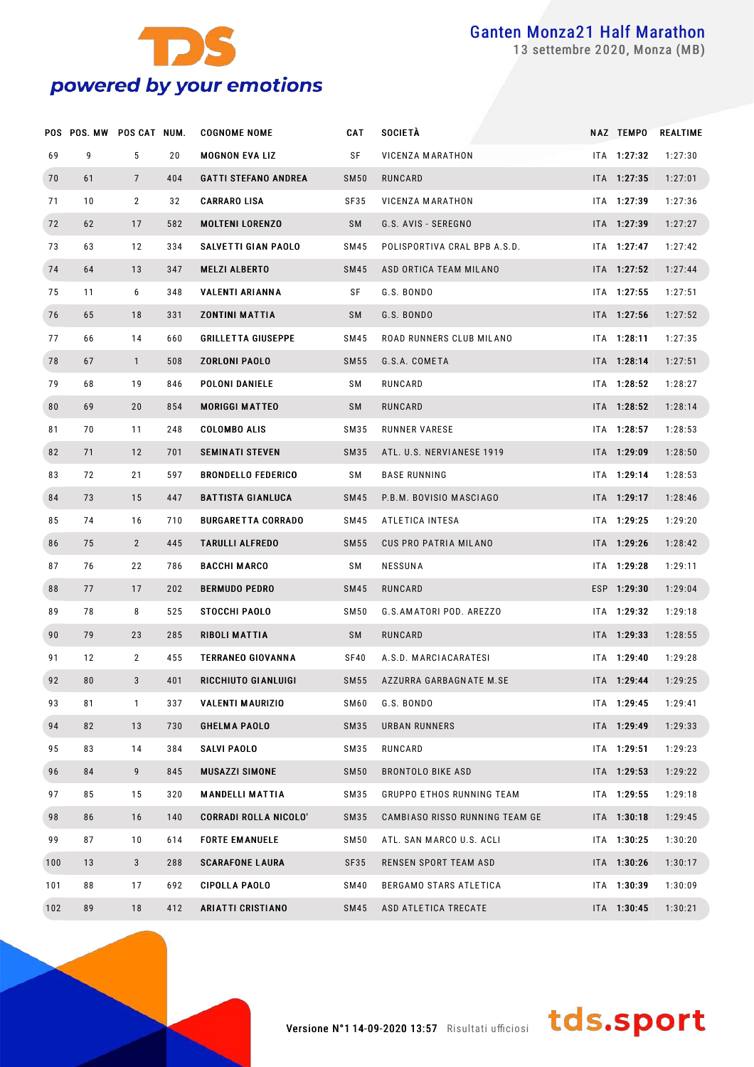# Ganten Monza21 Half Marathon

13 settembre 2020, Monza (MB)

| POS | POS. MW | POS CAT | NUM. | COGNOME NOME | CAT | SOCIETÀ | NAZ | TEMPO | REALTIME |
|---|---|---|---|---|---|---|---|---|---|
| 69 | 9 | 5 | 20 | MOGNON EVA LIZ | SF | VICENZA MARATHON | ITA | 1:27:32 | 1:27:30 |
| 70 | 61 | 7 | 404 | GATTI STEFANO ANDREA | SM50 | RUNCARD | ITA | 1:27:35 | 1:27:01 |
| 71 | 10 | 2 | 32 | CARRARO LISA | SF35 | VICENZA MARATHON | ITA | 1:27:39 | 1:27:36 |
| 72 | 62 | 17 | 582 | MOLTENI LORENZO | SM | G.S. AVIS - SEREGNO | ITA | 1:27:39 | 1:27:27 |
| 73 | 63 | 12 | 334 | SALVETTI GIAN PAOLO | SM45 | POLISPORTIVA CRAL BPB A.S.D. | ITA | 1:27:47 | 1:27:42 |
| 74 | 64 | 13 | 347 | MELZI ALBERTO | SM45 | ASD ORTICA TEAM MILANO | ITA | 1:27:52 | 1:27:44 |
| 75 | 11 | 6 | 348 | VALENTI ARIANNA | SF | G.S. BONDO | ITA | 1:27:55 | 1:27:51 |
| 76 | 65 | 18 | 331 | ZONTINI MATTIA | SM | G.S. BONDO | ITA | 1:27:56 | 1:27:52 |
| 77 | 66 | 14 | 660 | GRILLETTA GIUSEPPE | SM45 | ROAD RUNNERS CLUB MILANO | ITA | 1:28:11 | 1:27:35 |
| 78 | 67 | 1 | 508 | ZORLONI PAOLO | SM55 | G.S.A. COMETA | ITA | 1:28:14 | 1:27:51 |
| 79 | 68 | 19 | 846 | POLONI DANIELE | SM | RUNCARD | ITA | 1:28:52 | 1:28:27 |
| 80 | 69 | 20 | 854 | MORIGGI MATTEO | SM | RUNCARD | ITA | 1:28:52 | 1:28:14 |
| 81 | 70 | 11 | 248 | COLOMBO ALIS | SM35 | RUNNER VARESE | ITA | 1:28:57 | 1:28:53 |
| 82 | 71 | 12 | 701 | SEMINATI STEVEN | SM35 | ATL. U.S. NERVIANESE 1919 | ITA | 1:29:09 | 1:28:50 |
| 83 | 72 | 21 | 597 | BRONDELLO FEDERICO | SM | BASE RUNNING | ITA | 1:29:14 | 1:28:53 |
| 84 | 73 | 15 | 447 | BATTISTA GIANLUCA | SM45 | P.B.M. BOVISIO MASCIAGO | ITA | 1:29:17 | 1:28:46 |
| 85 | 74 | 16 | 710 | BURGARETTA CORRADO | SM45 | ATLETICA INTESA | ITA | 1:29:25 | 1:29:20 |
| 86 | 75 | 2 | 445 | TARULLI ALFREDO | SM55 | CUS PRO PATRIA MILANO | ITA | 1:29:26 | 1:28:42 |
| 87 | 76 | 22 | 786 | BACCHI MARCO | SM | NESSUNA | ITA | 1:29:28 | 1:29:11 |
| 88 | 77 | 17 | 202 | BERMUDO PEDRO | SM45 | RUNCARD | ESP | 1:29:30 | 1:29:04 |
| 89 | 78 | 8 | 525 | STOCCHI PAOLO | SM50 | G.S.AMATORI POD. AREZZO | ITA | 1:29:32 | 1:29:18 |
| 90 | 79 | 23 | 285 | RIBOLI MATTIA | SM | RUNCARD | ITA | 1:29:33 | 1:28:55 |
| 91 | 12 | 2 | 455 | TERRANEO GIOVANNA | SF40 | A.S.D. MARCIACARATESI | ITA | 1:29:40 | 1:29:28 |
| 92 | 80 | 3 | 401 | RICCHIUTO GIANLUIGI | SM55 | AZZURRA GARBAGNATE M.SE | ITA | 1:29:44 | 1:29:25 |
| 93 | 81 | 1 | 337 | VALENTI MAURIZIO | SM60 | G.S. BONDO | ITA | 1:29:45 | 1:29:41 |
| 94 | 82 | 13 | 730 | GHELMA PAOLO | SM35 | URBAN RUNNERS | ITA | 1:29:49 | 1:29:33 |
| 95 | 83 | 14 | 384 | SALVI PAOLO | SM35 | RUNCARD | ITA | 1:29:51 | 1:29:23 |
| 96 | 84 | 9 | 845 | MUSAZZI SIMONE | SM50 | BRONTOLO BIKE ASD | ITA | 1:29:53 | 1:29:22 |
| 97 | 85 | 15 | 320 | MANDELLI MATTIA | SM35 | GRUPPO ETHOS RUNNING TEAM | ITA | 1:29:55 | 1:29:18 |
| 98 | 86 | 16 | 140 | CORRADI ROLLA NICOLO' | SM35 | CAMBIASO RISSO RUNNING TEAM GE | ITA | 1:30:18 | 1:29:45 |
| 99 | 87 | 10 | 614 | FORTE EMANUELE | SM50 | ATL. SAN MARCO U.S. ACLI | ITA | 1:30:25 | 1:30:20 |
| 100 | 13 | 3 | 288 | SCARAFONE LAURA | SF35 | RENSEN SPORT TEAM ASD | ITA | 1:30:26 | 1:30:17 |
| 101 | 88 | 17 | 692 | CIPOLLA PAOLO | SM40 | BERGAMO STARS ATLETICA | ITA | 1:30:39 | 1:30:09 |
| 102 | 89 | 18 | 412 | ARIATTI CRISTIANO | SM45 | ASD ATLETICA TRECATE | ITA | 1:30:45 | 1:30:21 |

Versione N°1 14-09-2020 13:57 Risultati ufficiosi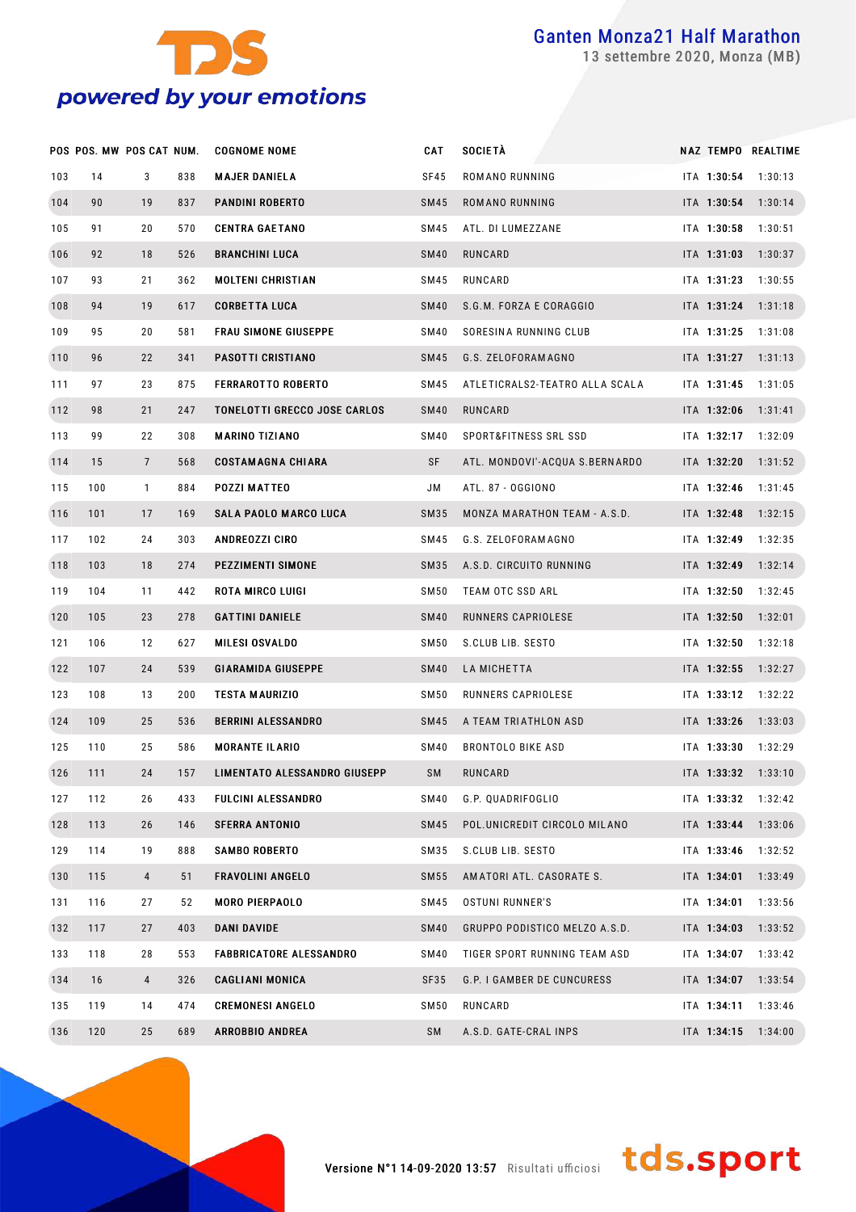# Ganten Monza21 Half Marathon

13 settembre 2020, Monza (MB)

| POS | POS. MW | POS CAT | NUM. | COGNOME NOME | CAT | SOCIETÀ | NAZ | TEMPO | REALTIME |
|---|---|---|---|---|---|---|---|---|---|
| 103 | 14 | 3 | 838 | MAJER DANIELA | SF45 | ROMANO RUNNING | ITA | 1:30:54 | 1:30:13 |
| 104 | 90 | 19 | 837 | PANDINI ROBERTO | SM45 | ROMANO RUNNING | ITA | 1:30:54 | 1:30:14 |
| 105 | 91 | 20 | 570 | CENTRA GAETANO | SM45 | ATL. DI LUMEZZANE | ITA | 1:30:58 | 1:30:51 |
| 106 | 92 | 18 | 526 | BRANCHINI LUCA | SM40 | RUNCARD | ITA | 1:31:03 | 1:30:37 |
| 107 | 93 | 21 | 362 | MOLTENI CHRISTIAN | SM45 | RUNCARD | ITA | 1:31:23 | 1:30:55 |
| 108 | 94 | 19 | 617 | CORBETTA LUCA | SM40 | S.G.M. FORZA E CORAGGIO | ITA | 1:31:24 | 1:31:18 |
| 109 | 95 | 20 | 581 | FRAU SIMONE GIUSEPPE | SM40 | SORESINA RUNNING CLUB | ITA | 1:31:25 | 1:31:08 |
| 110 | 96 | 22 | 341 | PASOTTI CRISTIANO | SM45 | G.S. ZELOFORAMAGNO | ITA | 1:31:27 | 1:31:13 |
| 111 | 97 | 23 | 875 | FERRAROTTO ROBERTO | SM45 | ATLETICRALS2-TEATRO ALLA SCALA | ITA | 1:31:45 | 1:31:05 |
| 112 | 98 | 21 | 247 | TONELOTTI GRECCO JOSE CARLOS | SM40 | RUNCARD | ITA | 1:32:06 | 1:31:41 |
| 113 | 99 | 22 | 308 | MARINO TIZIANO | SM40 | SPORT&FITNESS SRL SSD | ITA | 1:32:17 | 1:32:09 |
| 114 | 15 | 7 | 568 | COSTAMAGNA CHIARA | SF | ATL. MONDOVI'-ACQUA S.BERNARDO | ITA | 1:32:20 | 1:31:52 |
| 115 | 100 | 1 | 884 | POZZI MATTEO | JM | ATL. 87 - OGGIONO | ITA | 1:32:46 | 1:31:45 |
| 116 | 101 | 17 | 169 | SALA PAOLO MARCO LUCA | SM35 | MONZA MARATHON TEAM - A.S.D. | ITA | 1:32:48 | 1:32:15 |
| 117 | 102 | 24 | 303 | ANDREOZZI CIRO | SM45 | G.S. ZELOFORAMAGNO | ITA | 1:32:49 | 1:32:35 |
| 118 | 103 | 18 | 274 | PEZZIMENTI SIMONE | SM35 | A.S.D. CIRCUITO RUNNING | ITA | 1:32:49 | 1:32:14 |
| 119 | 104 | 11 | 442 | ROTA MIRCO LUIGI | SM50 | TEAM OTC SSD ARL | ITA | 1:32:50 | 1:32:45 |
| 120 | 105 | 23 | 278 | GATTINI DANIELE | SM40 | RUNNERS CAPRIOLESE | ITA | 1:32:50 | 1:32:01 |
| 121 | 106 | 12 | 627 | MILESI OSVALDO | SM50 | S.CLUB LIB. SESTO | ITA | 1:32:50 | 1:32:18 |
| 122 | 107 | 24 | 539 | GIARAMIDA GIUSEPPE | SM40 | LA MICHETTA | ITA | 1:32:55 | 1:32:27 |
| 123 | 108 | 13 | 200 | TESTA MAURIZIO | SM50 | RUNNERS CAPRIOLESE | ITA | 1:33:12 | 1:32:22 |
| 124 | 109 | 25 | 536 | BERRINI ALESSANDRO | SM45 | A TEAM TRIATHLON ASD | ITA | 1:33:26 | 1:33:03 |
| 125 | 110 | 25 | 586 | MORANTE ILARIO | SM40 | BRONTOLO BIKE ASD | ITA | 1:33:30 | 1:32:29 |
| 126 | 111 | 24 | 157 | LIMENTATO ALESSANDRO GIUSEPP | SM | RUNCARD | ITA | 1:33:32 | 1:33:10 |
| 127 | 112 | 26 | 433 | FULCINI ALESSANDRO | SM40 | G.P. QUADRIFOGLIO | ITA | 1:33:32 | 1:32:42 |
| 128 | 113 | 26 | 146 | SFERRA ANTONIO | SM45 | POL.UNICREDIT CIRCOLO MILANO | ITA | 1:33:44 | 1:33:06 |
| 129 | 114 | 19 | 888 | SAMBO ROBERTO | SM35 | S.CLUB LIB. SESTO | ITA | 1:33:46 | 1:32:52 |
| 130 | 115 | 4 | 51 | FRAVOLINI ANGELO | SM55 | AMATORI ATL. CASORATE S. | ITA | 1:34:01 | 1:33:49 |
| 131 | 116 | 27 | 52 | MORO PIERPAOLO | SM45 | OSTUNI RUNNER'S | ITA | 1:34:01 | 1:33:56 |
| 132 | 117 | 27 | 403 | DANI DAVIDE | SM40 | GRUPPO PODISTICO MELZO A.S.D. | ITA | 1:34:03 | 1:33:52 |
| 133 | 118 | 28 | 553 | FABBRICATORE ALESSANDRO | SM40 | TIGER SPORT RUNNING TEAM ASD | ITA | 1:34:07 | 1:33:42 |
| 134 | 16 | 4 | 326 | CAGLIANI MONICA | SF35 | G.P. I GAMBER DE CUNCURESS | ITA | 1:34:07 | 1:33:54 |
| 135 | 119 | 14 | 474 | CREMONESI ANGELO | SM50 | RUNCARD | ITA | 1:34:11 | 1:33:46 |
| 136 | 120 | 25 | 689 | ARROBBIO ANDREA | SM | A.S.D. GATE-CRAL INPS | ITA | 1:34:15 | 1:34:00 |

Versione N°1 14-09-2020 13:57 Risultati ufficiosi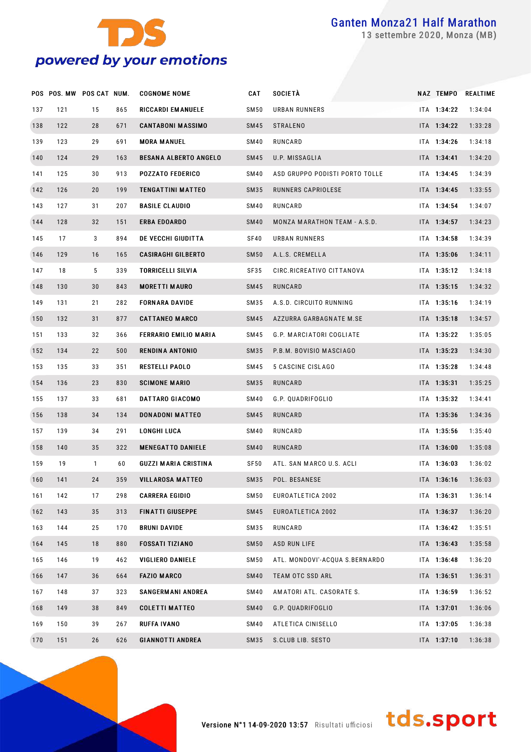| POS | POS. MW | POS CAT | NUM. | COGNOME NOME | CAT | SOCIETÀ | NAZ | TEMPO | REALTIME |
|---|---|---|---|---|---|---|---|---|---|
| 137 | 121 | 15 | 865 | RICCARDI EMANUELE | SM50 | URBAN RUNNERS | ITA | **1:34:22** | 1:34:04 |
| 138 | 122 | 28 | 671 | CANTABONI MASSIMO | SM45 | STRALENO | ITA | **1:34:22** | 1:33:28 |
| 139 | 123 | 29 | 691 | MORA MANUEL | SM40 | RUNCARD | ITA | **1:34:26** | 1:34:18 |
| 140 | 124 | 29 | 163 | BESANA ALBERTO ANGELO | SM45 | U.P. MISSAGLIA | ITA | **1:34:41** | 1:34:20 |
| 141 | 125 | 30 | 913 | POZZATO FEDERICO | SM40 | ASD GRUPPO PODISTI PORTO TOLLE | ITA | **1:34:45** | 1:34:39 |
| 142 | 126 | 20 | 199 | TENGATTINI MATTEO | SM35 | RUNNERS CAPRIOLESE | ITA | **1:34:45** | 1:33:55 |
| 143 | 127 | 31 | 207 | BASILE CLAUDIO | SM40 | RUNCARD | ITA | **1:34:54** | 1:34:07 |
| 144 | 128 | 32 | 151 | ERBA EDOARDO | SM40 | MONZA MARATHON TEAM - A.S.D. | ITA | **1:34:57** | 1:34:23 |
| 145 | 17 | 3 | 894 | DE VECCHI GIUDITTA | SF40 | URBAN RUNNERS | ITA | **1:34:58** | 1:34:39 |
| 146 | 129 | 16 | 165 | CASIRAGHI GILBERTO | SM50 | A.L.S. CREMELLA | ITA | **1:35:06** | 1:34:11 |
| 147 | 18 | 5 | 339 | TORRICELLI SILVIA | SF35 | CIRC.RICREATIVO CITTANOVA | ITA | **1:35:12** | 1:34:18 |
| 148 | 130 | 30 | 843 | MORETTI MAURO | SM45 | RUNCARD | ITA | **1:35:15** | 1:34:32 |
| 149 | 131 | 21 | 282 | FORNARA DAVIDE | SM35 | A.S.D. CIRCUITO RUNNING | ITA | **1:35:16** | 1:34:19 |
| 150 | 132 | 31 | 877 | CATTANEO MARCO | SM45 | AZZURRA GARBAGNATE M.SE | ITA | **1:35:18** | 1:34:57 |
| 151 | 133 | 32 | 366 | FERRARIO EMILIO MARIA | SM45 | G.P. MARCIATORI COGLIATE | ITA | **1:35:22** | 1:35:05 |
| 152 | 134 | 22 | 500 | RENDINA ANTONIO | SM35 | P.B.M. BOVISIO MASCIAGO | ITA | **1:35:23** | 1:34:30 |
| 153 | 135 | 33 | 351 | RESTELLI PAOLO | SM45 | 5 CASCINE CISLAGO | ITA | **1:35:28** | 1:34:48 |
| 154 | 136 | 23 | 830 | SCIMONE MARIO | SM35 | RUNCARD | ITA | **1:35:31** | 1:35:25 |
| 155 | 137 | 33 | 681 | DATTARO GIACOMO | SM40 | G.P. QUADRIFOGLIO | ITA | **1:35:32** | 1:34:41 |
| 156 | 138 | 34 | 134 | DONADONI MATTEO | SM45 | RUNCARD | ITA | **1:35:36** | 1:34:36 |
| 157 | 139 | 34 | 291 | LONGHI LUCA | SM40 | RUNCARD | ITA | **1:35:56** | 1:35:40 |
| 158 | 140 | 35 | 322 | MENEGATTO DANIELE | SM40 | RUNCARD | ITA | **1:36:00** | 1:35:08 |
| 159 | 19 | 1 | 60 | GUZZI MARIA CRISTINA | SF50 | ATL. SAN MARCO U.S. ACLI | ITA | **1:36:03** | 1:36:02 |
| 160 | 141 | 24 | 359 | VILLAROSA MATTEO | SM35 | POL. BESANESE | ITA | **1:36:16** | 1:36:03 |
| 161 | 142 | 17 | 298 | CARRERA EGIDIO | SM50 | EUROATLETICA 2002 | ITA | **1:36:31** | 1:36:14 |
| 162 | 143 | 35 | 313 | FINATTI GIUSEPPE | SM45 | EUROATLETICA 2002 | ITA | **1:36:37** | 1:36:20 |
| 163 | 144 | 25 | 170 | BRUNI DAVIDE | SM35 | RUNCARD | ITA | **1:36:42** | 1:35:51 |
| 164 | 145 | 18 | 880 | FOSSATI TIZIANO | SM50 | ASD RUN LIFE | ITA | **1:36:43** | 1:35:58 |
| 165 | 146 | 19 | 462 | VIGLIERO DANIELE | SM50 | ATL. MONDOVI'-ACQUA S.BERNARDO | ITA | **1:36:48** | 1:36:20 |
| 166 | 147 | 36 | 664 | FAZIO MARCO | SM40 | TEAM OTC SSD ARL | ITA | **1:36:51** | 1:36:31 |
| 167 | 148 | 37 | 323 | SANGERMANI ANDREA | SM40 | AMATORI ATL. CASORATE S. | ITA | **1:36:59** | 1:36:52 |
| 168 | 149 | 38 | 849 | COLETTI MATTEO | SM40 | G.P. QUADRIFOGLIO | ITA | **1:37:01** | 1:36:06 |
| 169 | 150 | 39 | 267 | RUFFA IVANO | SM40 | ATLETICA CINISELLO | ITA | **1:37:05** | 1:36:38 |
| 170 | 151 | 26 | 626 | GIANNOTTI ANDREA | SM35 | S.CLUB LIB. SESTO | ITA | **1:37:10** | 1:36:38 |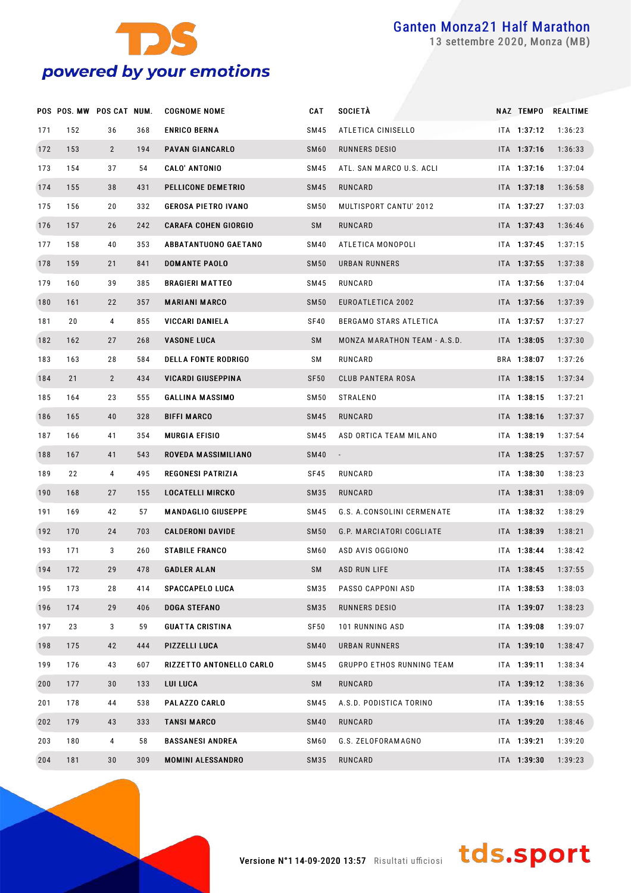# Ganten Monza21 Half Marathon

13 settembre 2020, Monza (MB)

| POS | POS. MW | POS CAT | NUM. | COGNOME NOME | CAT | SOCIETÀ | NAZ | TEMPO | REALTIME |
|---|---|---|---|---|---|---|---|---|---|
| 171 | 152 | 36 | 368 | ENRICO BERNA | SM45 | ATLETICA CINISELLO | ITA | 1:37:12 | 1:36:23 |
| 172 | 153 | 2 | 194 | PAVAN GIANCARLO | SM60 | RUNNERS DESIO | ITA | 1:37:16 | 1:36:33 |
| 173 | 154 | 37 | 54 | CALO' ANTONIO | SM45 | ATL. SAN MARCO U.S. ACLI | ITA | 1:37:16 | 1:37:04 |
| 174 | 155 | 38 | 431 | PELLICONE DEMETRIO | SM45 | RUNCARD | ITA | 1:37:18 | 1:36:58 |
| 175 | 156 | 20 | 332 | GEROSA PIETRO IVANO | SM50 | MULTISPORT CANTU' 2012 | ITA | 1:37:27 | 1:37:03 |
| 176 | 157 | 26 | 242 | CARAFA COHEN GIORGIO | SM | RUNCARD | ITA | 1:37:43 | 1:36:46 |
| 177 | 158 | 40 | 353 | ABBATANTUONO GAETANO | SM40 | ATLETICA MONOPOLI | ITA | 1:37:45 | 1:37:15 |
| 178 | 159 | 21 | 841 | DOMANTE PAOLO | SM50 | URBAN RUNNERS | ITA | 1:37:55 | 1:37:38 |
| 179 | 160 | 39 | 385 | BRAGIERI MATTEO | SM45 | RUNCARD | ITA | 1:37:56 | 1:37:04 |
| 180 | 161 | 22 | 357 | MARIANI MARCO | SM50 | EUROATLETICA 2002 | ITA | 1:37:56 | 1:37:39 |
| 181 | 20 | 4 | 855 | VICCARI DANIELA | SF40 | BERGAMO STARS ATLETICA | ITA | 1:37:57 | 1:37:27 |
| 182 | 162 | 27 | 268 | VASONE LUCA | SM | MONZA MARATHON TEAM - A.S.D. | ITA | 1:38:05 | 1:37:30 |
| 183 | 163 | 28 | 584 | DELLA FONTE RODRIGO | SM | RUNCARD | BRA | 1:38:07 | 1:37:26 |
| 184 | 21 | 2 | 434 | VICARDI GIUSEPPINA | SF50 | CLUB PANTERA ROSA | ITA | 1:38:15 | 1:37:34 |
| 185 | 164 | 23 | 555 | GALLINA MASSIMO | SM50 | STRALENO | ITA | 1:38:15 | 1:37:21 |
| 186 | 165 | 40 | 328 | BIFFI MARCO | SM45 | RUNCARD | ITA | 1:38:16 | 1:37:37 |
| 187 | 166 | 41 | 354 | MURGIA EFISIO | SM45 | ASD ORTICA TEAM MILANO | ITA | 1:38:19 | 1:37:54 |
| 188 | 167 | 41 | 543 | ROVEDA MASSIMILIANO | SM40 | - | ITA | 1:38:25 | 1:37:57 |
| 189 | 22 | 4 | 495 | REGONESI PATRIZIA | SF45 | RUNCARD | ITA | 1:38:30 | 1:38:23 |
| 190 | 168 | 27 | 155 | LOCATELLI MIRCKO | SM35 | RUNCARD | ITA | 1:38:31 | 1:38:09 |
| 191 | 169 | 42 | 57 | MANDAGLIO GIUSEPPE | SM45 | G.S. A.CONSOLINI CERMENATE | ITA | 1:38:32 | 1:38:29 |
| 192 | 170 | 24 | 703 | CALDERONI DAVIDE | SM50 | G.P. MARCIATORI COGLIATE | ITA | 1:38:39 | 1:38:21 |
| 193 | 171 | 3 | 260 | STABILE FRANCO | SM60 | ASD AVIS OGGIONO | ITA | 1:38:44 | 1:38:42 |
| 194 | 172 | 29 | 478 | GADLER ALAN | SM | ASD RUN LIFE | ITA | 1:38:45 | 1:37:55 |
| 195 | 173 | 28 | 414 | SPACCAPELO LUCA | SM35 | PASSO CAPPONI ASD | ITA | 1:38:53 | 1:38:03 |
| 196 | 174 | 29 | 406 | DOGA STEFANO | SM35 | RUNNERS DESIO | ITA | 1:39:07 | 1:38:23 |
| 197 | 23 | 3 | 59 | GUATTA CRISTINA | SF50 | 101 RUNNING ASD | ITA | 1:39:08 | 1:39:07 |
| 198 | 175 | 42 | 444 | PIZZELLI LUCA | SM40 | URBAN RUNNERS | ITA | 1:39:10 | 1:38:47 |
| 199 | 176 | 43 | 607 | RIZZETTO ANTONELLO CARLO | SM45 | GRUPPO ETHOS RUNNING TEAM | ITA | 1:39:11 | 1:38:34 |
| 200 | 177 | 30 | 133 | LUI LUCA | SM | RUNCARD | ITA | 1:39:12 | 1:38:36 |
| 201 | 178 | 44 | 538 | PALAZZO CARLO | SM45 | A.S.D. PODISTICA TORINO | ITA | 1:39:16 | 1:38:55 |
| 202 | 179 | 43 | 333 | TANSI MARCO | SM40 | RUNCARD | ITA | 1:39:20 | 1:38:46 |
| 203 | 180 | 4 | 58 | BASSANESI ANDREA | SM60 | G.S. ZELOFORAMAGNO | ITA | 1:39:21 | 1:39:20 |
| 204 | 181 | 30 | 309 | MOMINI ALESSANDRO | SM35 | RUNCARD | ITA | 1:39:30 | 1:39:23 |

Versione N°1 14-09-2020 13:57 Risultati ufficiosi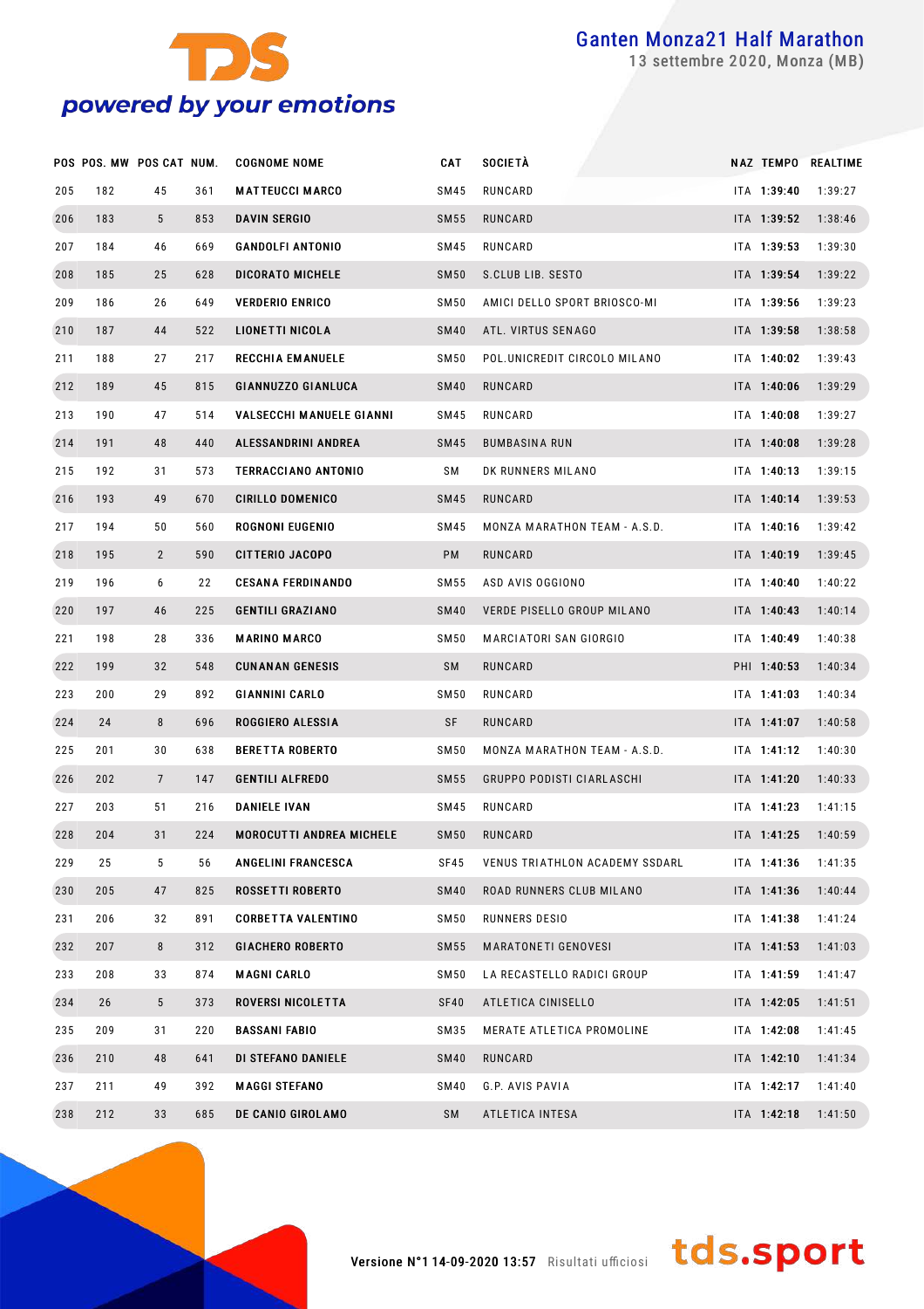# Ganten Monza21 Half Marathon

13 settembre 2020, Monza (MB)

| POS | POS. MW | POS CAT | NUM. | COGNOME NOME | CAT | SOCIETÀ | NAZ | TEMPO | REALTIME |
|---|---|---|---|---|---|---|---|---|---|
| 205 | 182 | 45 | 361 | MATTEUCCI MARCO | SM45 | RUNCARD | ITA | 1:39:40 | 1:39:27 |
| 206 | 183 | 5 | 853 | DAVIN SERGIO | SM55 | RUNCARD | ITA | 1:39:52 | 1:38:46 |
| 207 | 184 | 46 | 669 | GANDOLFI ANTONIO | SM45 | RUNCARD | ITA | 1:39:53 | 1:39:30 |
| 208 | 185 | 25 | 628 | DICORATO MICHELE | SM50 | S.CLUB LIB. SESTO | ITA | 1:39:54 | 1:39:22 |
| 209 | 186 | 26 | 649 | VERDERIO ENRICO | SM50 | AMICI DELLO SPORT BRIOSCO-MI | ITA | 1:39:56 | 1:39:23 |
| 210 | 187 | 44 | 522 | LIONETTI NICOLA | SM40 | ATL. VIRTUS SENAGO | ITA | 1:39:58 | 1:38:58 |
| 211 | 188 | 27 | 217 | RECCHIA EMANUELE | SM50 | POL.UNICREDIT CIRCOLO MILANO | ITA | 1:40:02 | 1:39:43 |
| 212 | 189 | 45 | 815 | GIANNUZZO GIANLUCA | SM40 | RUNCARD | ITA | 1:40:06 | 1:39:29 |
| 213 | 190 | 47 | 514 | VALSECCHI MANUELE GIANNI | SM45 | RUNCARD | ITA | 1:40:08 | 1:39:27 |
| 214 | 191 | 48 | 440 | ALESSANDRINI ANDREA | SM45 | BUMBASINA RUN | ITA | 1:40:08 | 1:39:28 |
| 215 | 192 | 31 | 573 | TERRACCIANO ANTONIO | SM | DK RUNNERS MILANO | ITA | 1:40:13 | 1:39:15 |
| 216 | 193 | 49 | 670 | CIRILLO DOMENICO | SM45 | RUNCARD | ITA | 1:40:14 | 1:39:53 |
| 217 | 194 | 50 | 560 | ROGNONI EUGENIO | SM45 | MONZA MARATHON TEAM - A.S.D. | ITA | 1:40:16 | 1:39:42 |
| 218 | 195 | 2 | 590 | CITTERIO JACOPO | PM | RUNCARD | ITA | 1:40:19 | 1:39:45 |
| 219 | 196 | 6 | 22 | CESANA FERDINANDO | SM55 | ASD AVIS OGGIONO | ITA | 1:40:40 | 1:40:22 |
| 220 | 197 | 46 | 225 | GENTILI GRAZIANO | SM40 | VERDE PISELLO GROUP MILANO | ITA | 1:40:43 | 1:40:14 |
| 221 | 198 | 28 | 336 | MARINO MARCO | SM50 | MARCIATORI SAN GIORGIO | ITA | 1:40:49 | 1:40:38 |
| 222 | 199 | 32 | 548 | CUNANAN GENESIS | SM | RUNCARD | PHI | 1:40:53 | 1:40:34 |
| 223 | 200 | 29 | 892 | GIANNINI CARLO | SM50 | RUNCARD | ITA | 1:41:03 | 1:40:34 |
| 224 | 24 | 8 | 696 | ROGGIERO ALESSIA | SF | RUNCARD | ITA | 1:41:07 | 1:40:58 |
| 225 | 201 | 30 | 638 | BERETTA ROBERTO | SM50 | MONZA MARATHON TEAM - A.S.D. | ITA | 1:41:12 | 1:40:30 |
| 226 | 202 | 7 | 147 | GENTILI ALFREDO | SM55 | GRUPPO PODISTI CIARLASCHI | ITA | 1:41:20 | 1:40:33 |
| 227 | 203 | 51 | 216 | DANIELE IVAN | SM45 | RUNCARD | ITA | 1:41:23 | 1:41:15 |
| 228 | 204 | 31 | 224 | MOROCUTTI ANDREA MICHELE | SM50 | RUNCARD | ITA | 1:41:25 | 1:40:59 |
| 229 | 25 | 5 | 56 | ANGELINI FRANCESCA | SF45 | VENUS TRIATHLON ACADEMY SSDARL | ITA | 1:41:36 | 1:41:35 |
| 230 | 205 | 47 | 825 | ROSSETTI ROBERTO | SM40 | ROAD RUNNERS CLUB MILANO | ITA | 1:41:36 | 1:40:44 |
| 231 | 206 | 32 | 891 | CORBETTA VALENTINO | SM50 | RUNNERS DESIO | ITA | 1:41:38 | 1:41:24 |
| 232 | 207 | 8 | 312 | GIACHERO ROBERTO | SM55 | MARATONETI GENOVESI | ITA | 1:41:53 | 1:41:03 |
| 233 | 208 | 33 | 874 | MAGNI CARLO | SM50 | LA RECASTELLO RADICI GROUP | ITA | 1:41:59 | 1:41:47 |
| 234 | 26 | 5 | 373 | ROVERSI NICOLETTA | SF40 | ATLETICA CINISELLO | ITA | 1:42:05 | 1:41:51 |
| 235 | 209 | 31 | 220 | BASSANI FABIO | SM35 | MERATE ATLETICA PROMOLINE | ITA | 1:42:08 | 1:41:45 |
| 236 | 210 | 48 | 641 | DI STEFANO DANIELE | SM40 | RUNCARD | ITA | 1:42:10 | 1:41:34 |
| 237 | 211 | 49 | 392 | MAGGI STEFANO | SM40 | G.P. AVIS PAVIA | ITA | 1:42:17 | 1:41:40 |
| 238 | 212 | 33 | 685 | DE CANIO GIROLAMO | SM | ATLETICA INTESA | ITA | 1:42:18 | 1:41:50 |

Versione N°1 14-09-2020 13:57 Risultati ufficiosi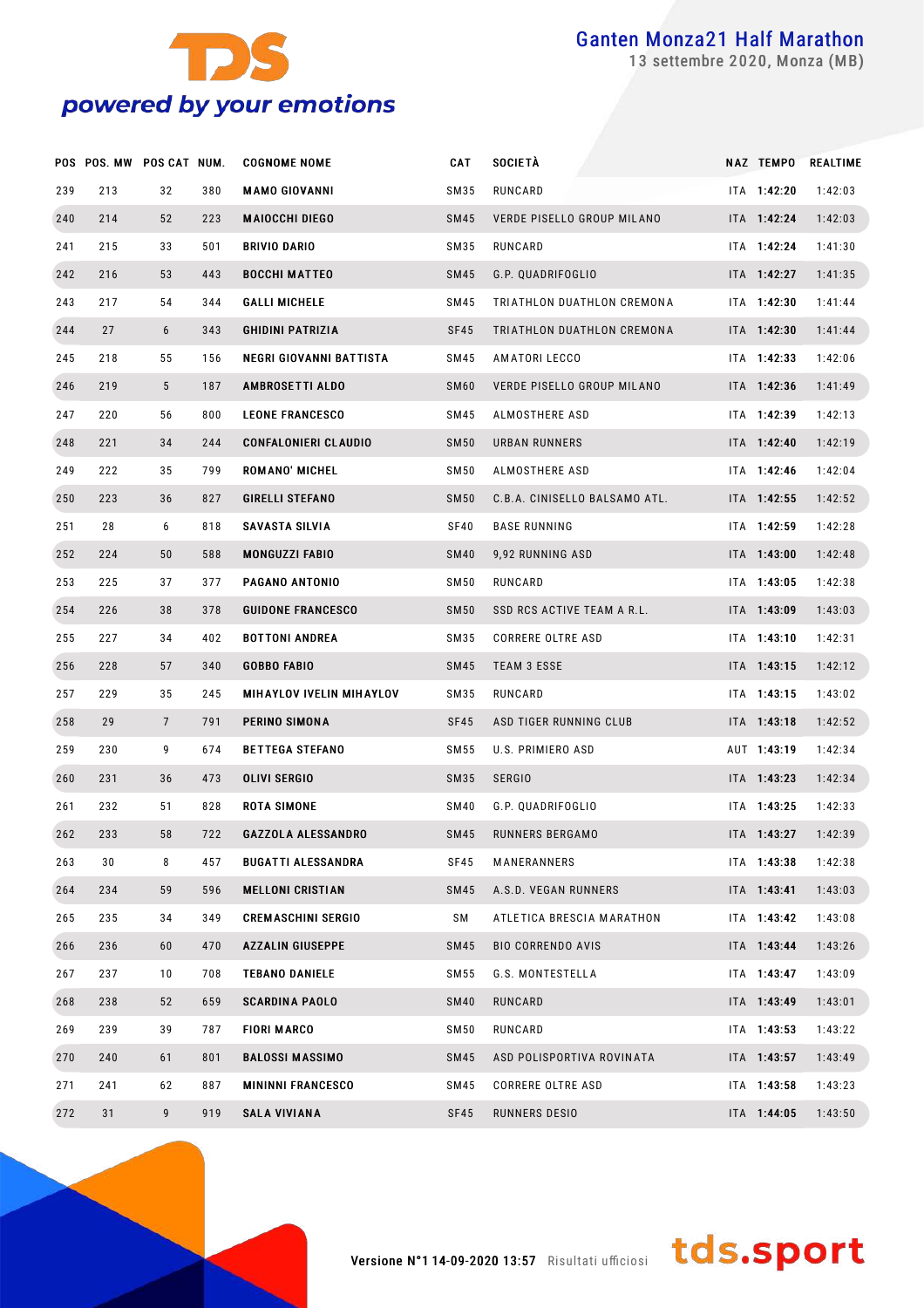# Ganten Monza21 Half Marathon

13 settembre 2020, Monza (MB)

| POS | POS. MW | POS CAT | NUM. | COGNOME NOME | CAT | SOCIETÀ | NAZ | TEMPO | REALTIME |
|---|---|---|---|---|---|---|---|---|---|
| 239 | 213 | 32 | 380 | MAMO GIOVANNI | SM35 | RUNCARD | ITA | 1:42:20 | 1:42:03 |
| 240 | 214 | 52 | 223 | MAIOCCHI DIEGO | SM45 | VERDE PISELLO GROUP MILANO | ITA | 1:42:24 | 1:42:03 |
| 241 | 215 | 33 | 501 | BRIVIO DARIO | SM35 | RUNCARD | ITA | 1:42:24 | 1:41:30 |
| 242 | 216 | 53 | 443 | BOCCHI MATTEO | SM45 | G.P. QUADRIFOGLIO | ITA | 1:42:27 | 1:41:35 |
| 243 | 217 | 54 | 344 | GALLI MICHELE | SM45 | TRIATHLON DUATHLON CREMONA | ITA | 1:42:30 | 1:41:44 |
| 244 | 27 | 6 | 343 | GHIDINI PATRIZIA | SF45 | TRIATHLON DUATHLON CREMONA | ITA | 1:42:30 | 1:41:44 |
| 245 | 218 | 55 | 156 | NEGRI GIOVANNI BATTISTA | SM45 | AMATORI LECCO | ITA | 1:42:33 | 1:42:06 |
| 246 | 219 | 5 | 187 | AMBROSETTI ALDO | SM60 | VERDE PISELLO GROUP MILANO | ITA | 1:42:36 | 1:41:49 |
| 247 | 220 | 56 | 800 | LEONE FRANCESCO | SM45 | ALMOSTHERE ASD | ITA | 1:42:39 | 1:42:13 |
| 248 | 221 | 34 | 244 | CONFALONIERI CLAUDIO | SM50 | URBAN RUNNERS | ITA | 1:42:40 | 1:42:19 |
| 249 | 222 | 35 | 799 | ROMANO' MICHEL | SM50 | ALMOSTHERE ASD | ITA | 1:42:46 | 1:42:04 |
| 250 | 223 | 36 | 827 | GIRELLI STEFANO | SM50 | C.B.A. CINISELLO BALSAMO ATL. | ITA | 1:42:55 | 1:42:52 |
| 251 | 28 | 6 | 818 | SAVASTA SILVIA | SF40 | BASE RUNNING | ITA | 1:42:59 | 1:42:28 |
| 252 | 224 | 50 | 588 | MONGUZZI FABIO | SM40 | 9,92 RUNNING ASD | ITA | 1:43:00 | 1:42:48 |
| 253 | 225 | 37 | 377 | PAGANO ANTONIO | SM50 | RUNCARD | ITA | 1:43:05 | 1:42:38 |
| 254 | 226 | 38 | 378 | GUIDONE FRANCESCO | SM50 | SSD RCS ACTIVE TEAM A R.L. | ITA | 1:43:09 | 1:43:03 |
| 255 | 227 | 34 | 402 | BOTTONI ANDREA | SM35 | CORRERE OLTRE ASD | ITA | 1:43:10 | 1:42:31 |
| 256 | 228 | 57 | 340 | GOBBO FABIO | SM45 | TEAM 3 ESSE | ITA | 1:43:15 | 1:42:12 |
| 257 | 229 | 35 | 245 | MIHAYLOV IVELIN MIHAYLOV | SM35 | RUNCARD | ITA | 1:43:15 | 1:43:02 |
| 258 | 29 | 7 | 791 | PERINO SIMONA | SF45 | ASD TIGER RUNNING CLUB | ITA | 1:43:18 | 1:42:52 |
| 259 | 230 | 9 | 674 | BETTEGA STEFANO | SM55 | U.S. PRIMIERO ASD | AUT | 1:43:19 | 1:42:34 |
| 260 | 231 | 36 | 473 | OLIVI SERGIO | SM35 | SERGIO | ITA | 1:43:23 | 1:42:34 |
| 261 | 232 | 51 | 828 | ROTA SIMONE | SM40 | G.P. QUADRIFOGLIO | ITA | 1:43:25 | 1:42:33 |
| 262 | 233 | 58 | 722 | GAZZOLA ALESSANDRO | SM45 | RUNNERS BERGAMO | ITA | 1:43:27 | 1:42:39 |
| 263 | 30 | 8 | 457 | BUGATTI ALESSANDRA | SF45 | MANERANNERS | ITA | 1:43:38 | 1:42:38 |
| 264 | 234 | 59 | 596 | MELLONI CRISTIAN | SM45 | A.S.D. VEGAN RUNNERS | ITA | 1:43:41 | 1:43:03 |
| 265 | 235 | 34 | 349 | CREMASCHINI SERGIO | SM | ATLETICA BRESCIA MARATHON | ITA | 1:43:42 | 1:43:08 |
| 266 | 236 | 60 | 470 | AZZALIN GIUSEPPE | SM45 | BIO CORRENDO AVIS | ITA | 1:43:44 | 1:43:26 |
| 267 | 237 | 10 | 708 | TEBANO DANIELE | SM55 | G.S. MONTESTELLA | ITA | 1:43:47 | 1:43:09 |
| 268 | 238 | 52 | 659 | SCARDINA PAOLO | SM40 | RUNCARD | ITA | 1:43:49 | 1:43:01 |
| 269 | 239 | 39 | 787 | FIORI MARCO | SM50 | RUNCARD | ITA | 1:43:53 | 1:43:22 |
| 270 | 240 | 61 | 801 | BALOSSI MASSIMO | SM45 | ASD POLISPORTIVA ROVINATA | ITA | 1:43:57 | 1:43:49 |
| 271 | 241 | 62 | 887 | MININNI FRANCESCO | SM45 | CORRERE OLTRE ASD | ITA | 1:43:58 | 1:43:23 |
| 272 | 31 | 9 | 919 | SALA VIVIANA | SF45 | RUNNERS DESIO | ITA | 1:44:05 | 1:43:50 |

Versione N°1 14-09-2020 13:57 Risultati ufficiosi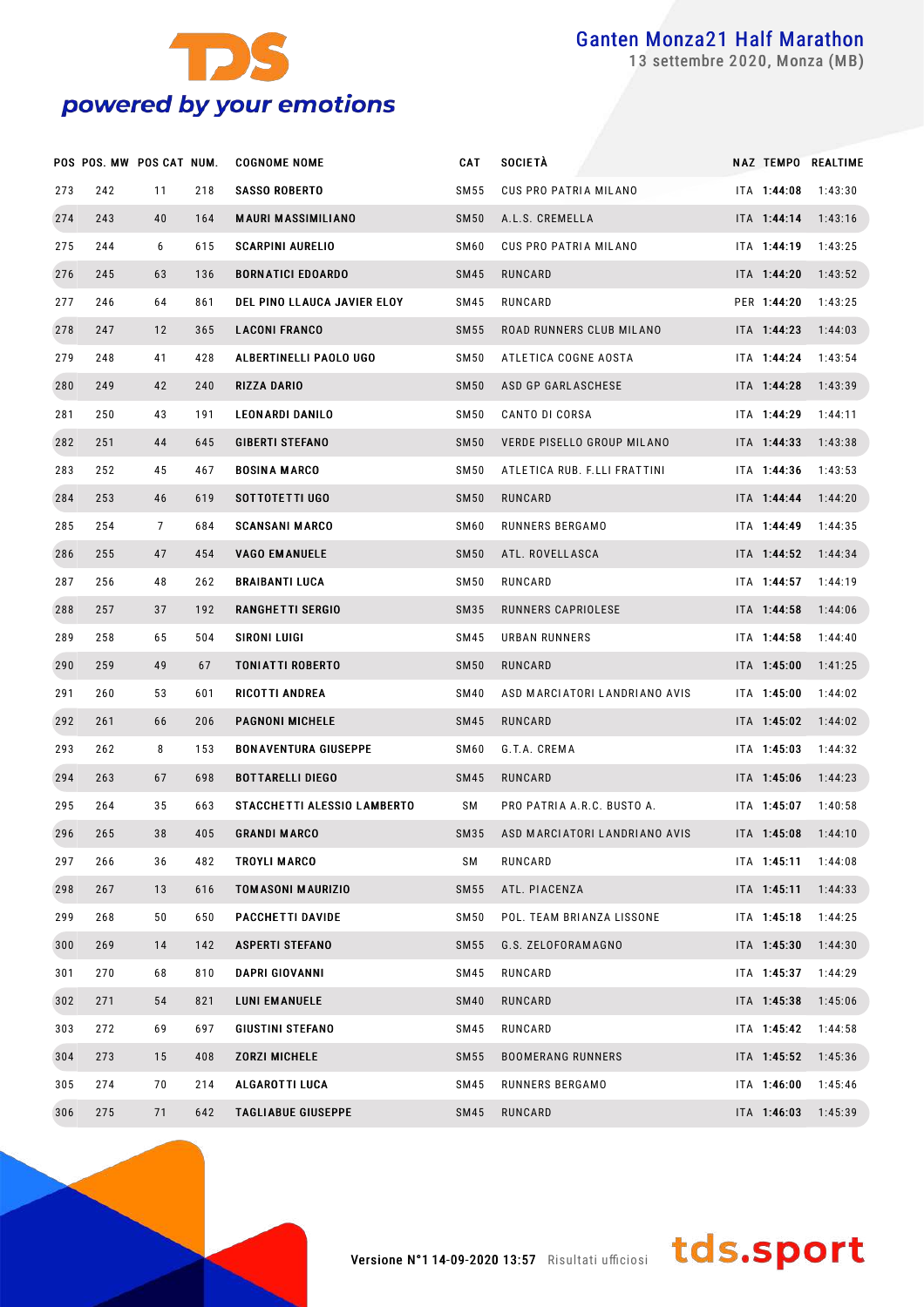| POS | POS. MW | POS CAT | NUM. | COGNOME NOME | CAT | SOCIETÀ | NAZ | TEMPO | REALTIME |
|---|---|---|---|---|---|---|---|---|---|
| 273 | 242 | 11 | 218 | SASSO ROBERTO | SM55 | CUS PRO PATRIA MILANO | ITA | 1:44:08 | 1:43:30 |
| 274 | 243 | 40 | 164 | MAURI MASSIMILIANO | SM50 | A.L.S. CREMELLA | ITA | 1:44:14 | 1:43:16 |
| 275 | 244 | 6 | 615 | SCARPINI AURELIO | SM60 | CUS PRO PATRIA MILANO | ITA | 1:44:19 | 1:43:25 |
| 276 | 245 | 63 | 136 | BORNATICI EDOARDO | SM45 | RUNCARD | ITA | 1:44:20 | 1:43:52 |
| 277 | 246 | 64 | 861 | DEL PINO LLAUCA JAVIER ELOY | SM45 | RUNCARD | PER | 1:44:20 | 1:43:25 |
| 278 | 247 | 12 | 365 | LACONI FRANCO | SM55 | ROAD RUNNERS CLUB MILANO | ITA | 1:44:23 | 1:44:03 |
| 279 | 248 | 41 | 428 | ALBERTINELLI PAOLO UGO | SM50 | ATLETICA COGNE AOSTA | ITA | 1:44:24 | 1:43:54 |
| 280 | 249 | 42 | 240 | RIZZA DARIO | SM50 | ASD GP GARLASCHESE | ITA | 1:44:28 | 1:43:39 |
| 281 | 250 | 43 | 191 | LEONARDI DANILO | SM50 | CANTO DI CORSA | ITA | 1:44:29 | 1:44:11 |
| 282 | 251 | 44 | 645 | GIBERTI STEFANO | SM50 | VERDE PISELLO GROUP MILANO | ITA | 1:44:33 | 1:43:38 |
| 283 | 252 | 45 | 467 | BOSINA MARCO | SM50 | ATLETICA RUB. F.LLI FRATTINI | ITA | 1:44:36 | 1:43:53 |
| 284 | 253 | 46 | 619 | SOTTOTETTI UGO | SM50 | RUNCARD | ITA | 1:44:44 | 1:44:20 |
| 285 | 254 | 7 | 684 | SCANSANI MARCO | SM60 | RUNNERS BERGAMO | ITA | 1:44:49 | 1:44:35 |
| 286 | 255 | 47 | 454 | VAGO EMANUELE | SM50 | ATL. ROVELLASCA | ITA | 1:44:52 | 1:44:34 |
| 287 | 256 | 48 | 262 | BRAIBANTI LUCA | SM50 | RUNCARD | ITA | 1:44:57 | 1:44:19 |
| 288 | 257 | 37 | 192 | RANGHETTI SERGIO | SM35 | RUNNERS CAPRIOLESE | ITA | 1:44:58 | 1:44:06 |
| 289 | 258 | 65 | 504 | SIRONI LUIGI | SM45 | URBAN RUNNERS | ITA | 1:44:58 | 1:44:40 |
| 290 | 259 | 49 | 67 | TONIATTI ROBERTO | SM50 | RUNCARD | ITA | 1:45:00 | 1:41:25 |
| 291 | 260 | 53 | 601 | RICOTTI ANDREA | SM40 | ASD MARCIATORI LANDRIANO AVIS | ITA | 1:45:00 | 1:44:02 |
| 292 | 261 | 66 | 206 | PAGNONI MICHELE | SM45 | RUNCARD | ITA | 1:45:02 | 1:44:02 |
| 293 | 262 | 8 | 153 | BONAVENTURA GIUSEPPE | SM60 | G.T.A. CREMA | ITA | 1:45:03 | 1:44:32 |
| 294 | 263 | 67 | 698 | BOTTARELLI DIEGO | SM45 | RUNCARD | ITA | 1:45:06 | 1:44:23 |
| 295 | 264 | 35 | 663 | STACCHETTI ALESSIO LAMBERTO | SM | PRO PATRIA A.R.C. BUSTO A. | ITA | 1:45:07 | 1:40:58 |
| 296 | 265 | 38 | 405 | GRANDI MARCO | SM35 | ASD MARCIATORI LANDRIANO AVIS | ITA | 1:45:08 | 1:44:10 |
| 297 | 266 | 36 | 482 | TROYLI MARCO | SM | RUNCARD | ITA | 1:45:11 | 1:44:08 |
| 298 | 267 | 13 | 616 | TOMASONI MAURIZIO | SM55 | ATL. PIACENZA | ITA | 1:45:11 | 1:44:33 |
| 299 | 268 | 50 | 650 | PACCHETTI DAVIDE | SM50 | POL. TEAM BRIANZA LISSONE | ITA | 1:45:18 | 1:44:25 |
| 300 | 269 | 14 | 142 | ASPERTI STEFANO | SM55 | G.S. ZELOFORAMAGNO | ITA | 1:45:30 | 1:44:30 |
| 301 | 270 | 68 | 810 | DAPRI GIOVANNI | SM45 | RUNCARD | ITA | 1:45:37 | 1:44:29 |
| 302 | 271 | 54 | 821 | LUNI EMANUELE | SM40 | RUNCARD | ITA | 1:45:38 | 1:45:06 |
| 303 | 272 | 69 | 697 | GIUSTINI STEFANO | SM45 | RUNCARD | ITA | 1:45:42 | 1:44:58 |
| 304 | 273 | 15 | 408 | ZORZI MICHELE | SM55 | BOOMERANG RUNNERS | ITA | 1:45:52 | 1:45:36 |
| 305 | 274 | 70 | 214 | ALGAROTTI LUCA | SM45 | RUNNERS BERGAMO | ITA | 1:46:00 | 1:45:46 |
| 306 | 275 | 71 | 642 | TAGLIABUE GIUSEPPE | SM45 | RUNCARD | ITA | 1:46:03 | 1:45:39 |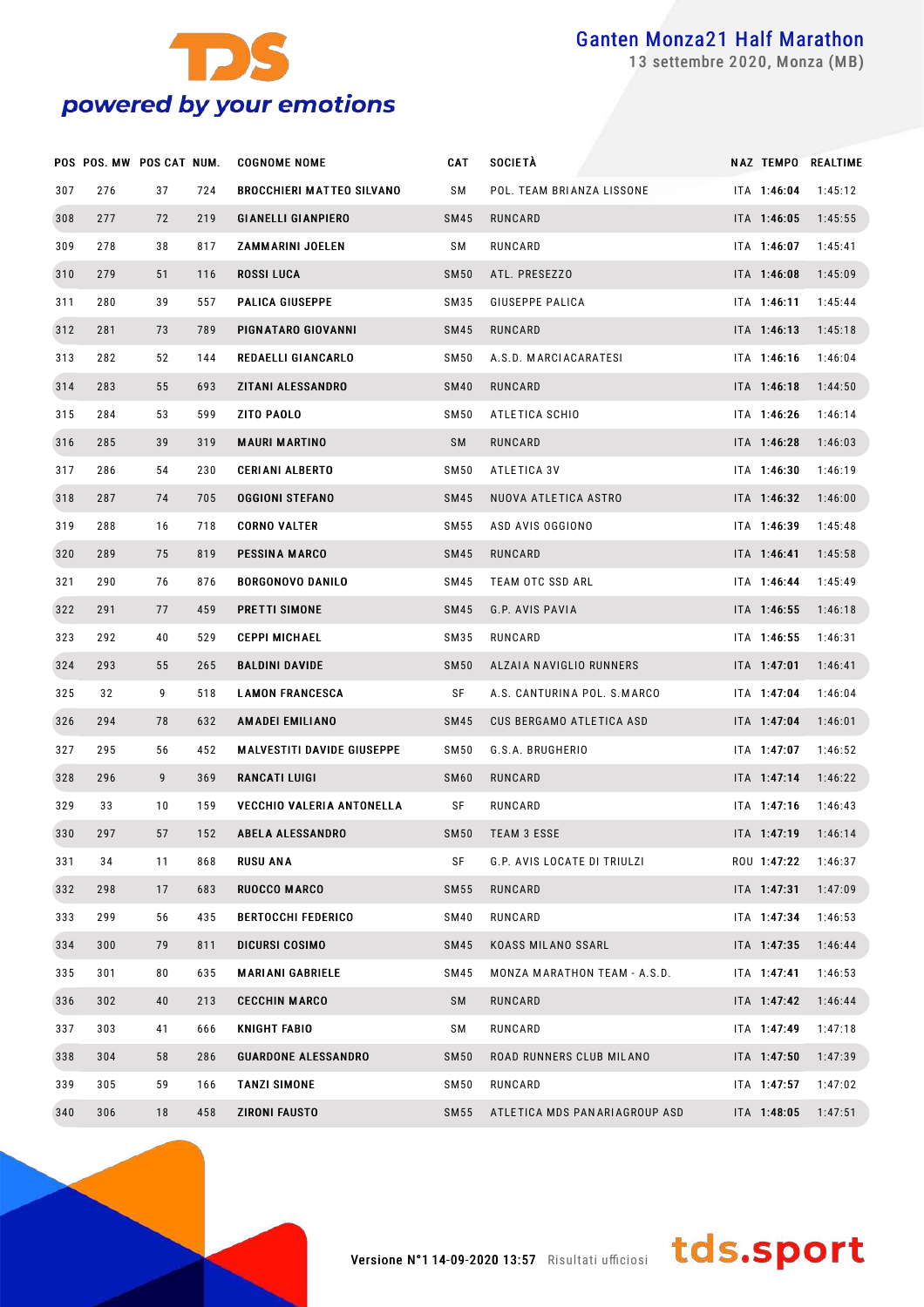# Ganten Monza21 Half Marathon

13 settembre 2020, Monza (MB)

| POS | POS. MW | POS CAT | NUM. | COGNOME NOME | CAT | SOCIETÀ | NAZ | TEMPO | REALTIME |
|---|---|---|---|---|---|---|---|---|---|
| 307 | 276 | 37 | 724 | BROCCHIERI MATTEO SILVANO | SM | POL. TEAM BRIANZA LISSONE | ITA | 1:46:04 | 1:45:12 |
| 308 | 277 | 72 | 219 | GIANELLI GIANPIERO | SM45 | RUNCARD | ITA | 1:46:05 | 1:45:55 |
| 309 | 278 | 38 | 817 | ZAMMARINI JOELEN | SM | RUNCARD | ITA | 1:46:07 | 1:45:41 |
| 310 | 279 | 51 | 116 | ROSSI LUCA | SM50 | ATL. PRESEZZO | ITA | 1:46:08 | 1:45:09 |
| 311 | 280 | 39 | 557 | PALICA GIUSEPPE | SM35 | GIUSEPPE PALICA | ITA | 1:46:11 | 1:45:44 |
| 312 | 281 | 73 | 789 | PIGNATARO GIOVANNI | SM45 | RUNCARD | ITA | 1:46:13 | 1:45:18 |
| 313 | 282 | 52 | 144 | REDAELLI GIANCARLO | SM50 | A.S.D. MARCIACARATESI | ITA | 1:46:16 | 1:46:04 |
| 314 | 283 | 55 | 693 | ZITANI ALESSANDRO | SM40 | RUNCARD | ITA | 1:46:18 | 1:44:50 |
| 315 | 284 | 53 | 599 | ZITO PAOLO | SM50 | ATLETICA SCHIO | ITA | 1:46:26 | 1:46:14 |
| 316 | 285 | 39 | 319 | MAURI MARTINO | SM | RUNCARD | ITA | 1:46:28 | 1:46:03 |
| 317 | 286 | 54 | 230 | CERIANI ALBERTO | SM50 | ATLETICA 3V | ITA | 1:46:30 | 1:46:19 |
| 318 | 287 | 74 | 705 | OGGIONI STEFANO | SM45 | NUOVA ATLETICA ASTRO | ITA | 1:46:32 | 1:46:00 |
| 319 | 288 | 16 | 718 | CORNO VALTER | SM55 | ASD AVIS OGGIONO | ITA | 1:46:39 | 1:45:48 |
| 320 | 289 | 75 | 819 | PESSINA MARCO | SM45 | RUNCARD | ITA | 1:46:41 | 1:45:58 |
| 321 | 290 | 76 | 876 | BORGONOVO DANILO | SM45 | TEAM OTC SSD ARL | ITA | 1:46:44 | 1:45:49 |
| 322 | 291 | 77 | 459 | PRETTI SIMONE | SM45 | G.P. AVIS PAVIA | ITA | 1:46:55 | 1:46:18 |
| 323 | 292 | 40 | 529 | CEPPI MICHAEL | SM35 | RUNCARD | ITA | 1:46:55 | 1:46:31 |
| 324 | 293 | 55 | 265 | BALDINI DAVIDE | SM50 | ALZAIA NAVIGLIO RUNNERS | ITA | 1:47:01 | 1:46:41 |
| 325 | 32 | 9 | 518 | LAMON FRANCESCA | SF | A.S. CANTURINA POL. S.MARCO | ITA | 1:47:04 | 1:46:04 |
| 326 | 294 | 78 | 632 | AMADEI EMILIANO | SM45 | CUS BERGAMO ATLETICA ASD | ITA | 1:47:04 | 1:46:01 |
| 327 | 295 | 56 | 452 | MALVESTITI DAVIDE GIUSEPPE | SM50 | G.S.A. BRUGHERIO | ITA | 1:47:07 | 1:46:52 |
| 328 | 296 | 9 | 369 | RANCATI LUIGI | SM60 | RUNCARD | ITA | 1:47:14 | 1:46:22 |
| 329 | 33 | 10 | 159 | VECCHIO VALERIA ANTONELLA | SF | RUNCARD | ITA | 1:47:16 | 1:46:43 |
| 330 | 297 | 57 | 152 | ABELA ALESSANDRO | SM50 | TEAM 3 ESSE | ITA | 1:47:19 | 1:46:14 |
| 331 | 34 | 11 | 868 | RUSU ANA | SF | G.P. AVIS LOCATE DI TRIULZI | ROU | 1:47:22 | 1:46:37 |
| 332 | 298 | 17 | 683 | RUOCCO MARCO | SM55 | RUNCARD | ITA | 1:47:31 | 1:47:09 |
| 333 | 299 | 56 | 435 | BERTOCCHI FEDERICO | SM40 | RUNCARD | ITA | 1:47:34 | 1:46:53 |
| 334 | 300 | 79 | 811 | DICURSI COSIMO | SM45 | KOASS MILANO SSARL | ITA | 1:47:35 | 1:46:44 |
| 335 | 301 | 80 | 635 | MARIANI GABRIELE | SM45 | MONZA MARATHON TEAM - A.S.D. | ITA | 1:47:41 | 1:46:53 |
| 336 | 302 | 40 | 213 | CECCHIN MARCO | SM | RUNCARD | ITA | 1:47:42 | 1:46:44 |
| 337 | 303 | 41 | 666 | KNIGHT FABIO | SM | RUNCARD | ITA | 1:47:49 | 1:47:18 |
| 338 | 304 | 58 | 286 | GUARDONE ALESSANDRO | SM50 | ROAD RUNNERS CLUB MILANO | ITA | 1:47:50 | 1:47:39 |
| 339 | 305 | 59 | 166 | TANZI SIMONE | SM50 | RUNCARD | ITA | 1:47:57 | 1:47:02 |
| 340 | 306 | 18 | 458 | ZIRONI FAUSTO | SM55 | ATLETICA MDS PANARIAGROUP ASD | ITA | 1:48:05 | 1:47:51 |

Versione N°1 14-09-2020 13:57 Risultati ufficiosi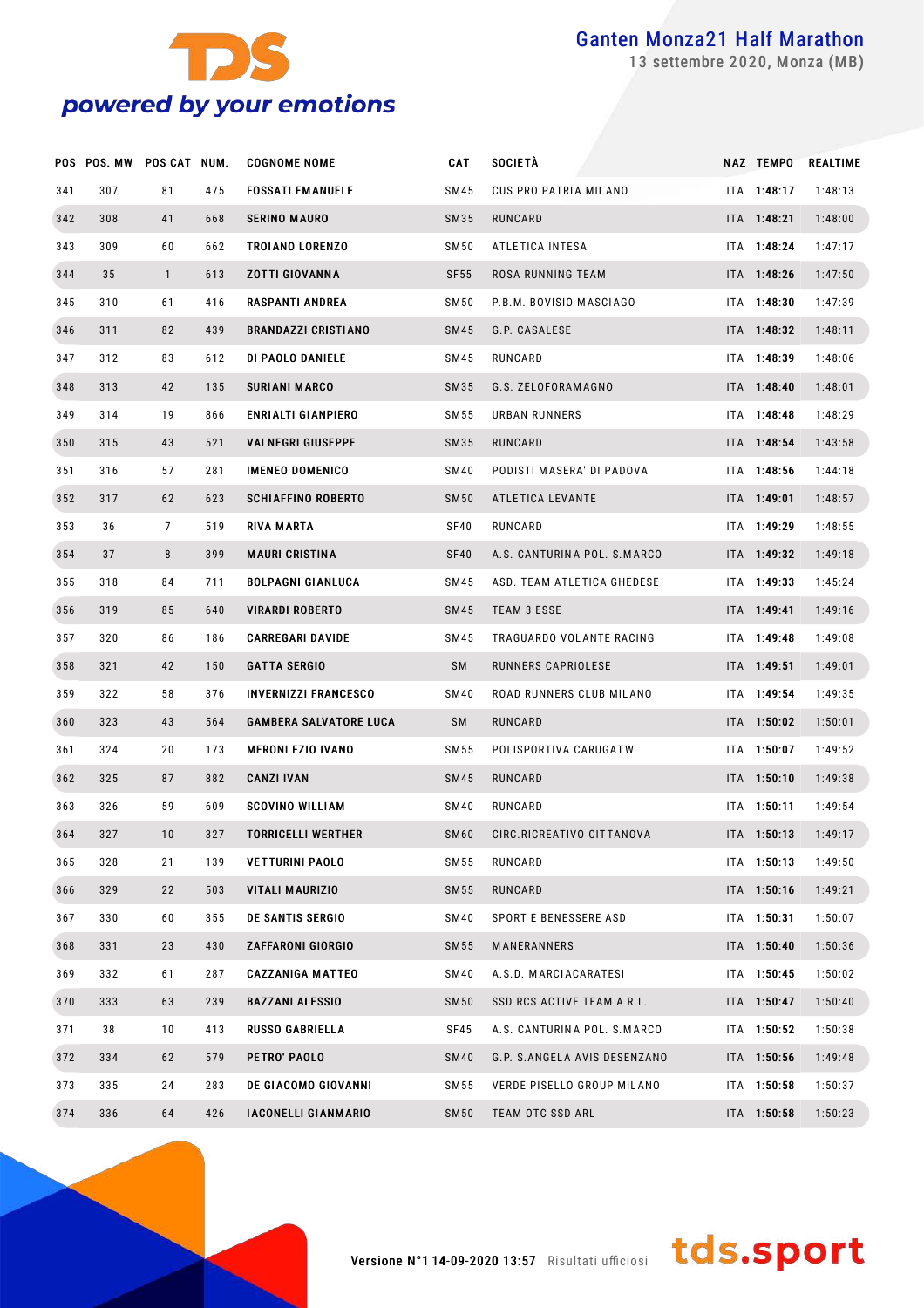| POS | POS. MW | POS CAT | NUM. | COGNOME NOME | CAT | SOCIETÀ | NAZ | TEMPO | REALTIME |
|---|---|---|---|---|---|---|---|---|---|
| 341 | 307 | 81 | 475 | **FOSSATI EMANUELE** | SM45 | CUS PRO PATRIA MILANO | ITA | **1:48:17** | 1:48:13 |
| 342 | 308 | 41 | 668 | **SERINO MAURO** | SM35 | RUNCARD | ITA | **1:48:21** | 1:48:00 |
| 343 | 309 | 60 | 662 | **TROIANO LORENZO** | SM50 | ATLETICA INTESA | ITA | **1:48:24** | 1:47:17 |
| 344 | 35 | 1 | 613 | **ZOTTI GIOVANNA** | SF55 | ROSA RUNNING TEAM | ITA | **1:48:26** | 1:47:50 |
| 345 | 310 | 61 | 416 | **RASPANTI ANDREA** | SM50 | P.B.M. BOVISIO MASCIAGO | ITA | **1:48:30** | 1:47:39 |
| 346 | 311 | 82 | 439 | **BRANDAZZI CRISTIANO** | SM45 | G.P. CASALESE | ITA | **1:48:32** | 1:48:11 |
| 347 | 312 | 83 | 612 | **DI PAOLO DANIELE** | SM45 | RUNCARD | ITA | **1:48:39** | 1:48:06 |
| 348 | 313 | 42 | 135 | **SURIANI MARCO** | SM35 | G.S. ZELOFORAMAGNO | ITA | **1:48:40** | 1:48:01 |
| 349 | 314 | 19 | 866 | **ENRIALTI GIANPIERO** | SM55 | URBAN RUNNERS | ITA | **1:48:48** | 1:48:29 |
| 350 | 315 | 43 | 521 | **VALNEGRI GIUSEPPE** | SM35 | RUNCARD | ITA | **1:48:54** | 1:43:58 |
| 351 | 316 | 57 | 281 | **IMENEO DOMENICO** | SM40 | PODISTI MASERA' DI PADOVA | ITA | **1:48:56** | 1:44:18 |
| 352 | 317 | 62 | 623 | **SCHIAFFINO ROBERTO** | SM50 | ATLETICA LEVANTE | ITA | **1:49:01** | 1:48:57 |
| 353 | 36 | 7 | 519 | **RIVA MARTA** | SF40 | RUNCARD | ITA | **1:49:29** | 1:48:55 |
| 354 | 37 | 8 | 399 | **MAURI CRISTINA** | SF40 | A.S. CANTURINA POL. S.MARCO | ITA | **1:49:32** | 1:49:18 |
| 355 | 318 | 84 | 711 | **BOLPAGNI GIANLUCA** | SM45 | ASD. TEAM ATLETICA GHEDESE | ITA | **1:49:33** | 1:45:24 |
| 356 | 319 | 85 | 640 | **VIRARDI ROBERTO** | SM45 | TEAM 3 ESSE | ITA | **1:49:41** | 1:49:16 |
| 357 | 320 | 86 | 186 | **CARREGARI DAVIDE** | SM45 | TRAGUARDO VOLANTE RACING | ITA | **1:49:48** | 1:49:08 |
| 358 | 321 | 42 | 150 | **GATTA SERGIO** | SM | RUNNERS CAPRIOLESE | ITA | **1:49:51** | 1:49:01 |
| 359 | 322 | 58 | 376 | **INVERNIZZI FRANCESCO** | SM40 | ROAD RUNNERS CLUB MILANO | ITA | **1:49:54** | 1:49:35 |
| 360 | 323 | 43 | 564 | **GAMBERA SALVATORE LUCA** | SM | RUNCARD | ITA | **1:50:02** | 1:50:01 |
| 361 | 324 | 20 | 173 | **MERONI EZIO IVANO** | SM55 | POLISPORTIVA CARUGATW | ITA | **1:50:07** | 1:49:52 |
| 362 | 325 | 87 | 882 | **CANZI IVAN** | SM45 | RUNCARD | ITA | **1:50:10** | 1:49:38 |
| 363 | 326 | 59 | 609 | **SCOVINO WILLIAM** | SM40 | RUNCARD | ITA | **1:50:11** | 1:49:54 |
| 364 | 327 | 10 | 327 | **TORRICELLI WERTHER** | SM60 | CIRC.RICREATIVO CITTANOVA | ITA | **1:50:13** | 1:49:17 |
| 365 | 328 | 21 | 139 | **VETTURINI PAOLO** | SM55 | RUNCARD | ITA | **1:50:13** | 1:49:50 |
| 366 | 329 | 22 | 503 | **VITALI MAURIZIO** | SM55 | RUNCARD | ITA | **1:50:16** | 1:49:21 |
| 367 | 330 | 60 | 355 | **DE SANTIS SERGIO** | SM40 | SPORT E BENESSERE ASD | ITA | **1:50:31** | 1:50:07 |
| 368 | 331 | 23 | 430 | **ZAFFARONI GIORGIO** | SM55 | MANERANNERS | ITA | **1:50:40** | 1:50:36 |
| 369 | 332 | 61 | 287 | **CAZZANIGA MATTEO** | SM40 | A.S.D. MARCIACARATESI | ITA | **1:50:45** | 1:50:02 |
| 370 | 333 | 63 | 239 | **BAZZANI ALESSIO** | SM50 | SSD RCS ACTIVE TEAM A R.L. | ITA | **1:50:47** | 1:50:40 |
| 371 | 38 | 10 | 413 | **RUSSO GABRIELLA** | SF45 | A.S. CANTURINA POL. S.MARCO | ITA | **1:50:52** | 1:50:38 |
| 372 | 334 | 62 | 579 | **PETRO' PAOLO** | SM40 | G.P. S.ANGELA AVIS DESENZANO | ITA | **1:50:56** | 1:49:48 |
| 373 | 335 | 24 | 283 | **DE GIACOMO GIOVANNI** | SM55 | VERDE PISELLO GROUP MILANO | ITA | **1:50:58** | 1:50:37 |
| 374 | 336 | 64 | 426 | **IACONELLI GIANMARIO** | SM50 | TEAM OTC SSD ARL | ITA | **1:50:58** | 1:50:23 |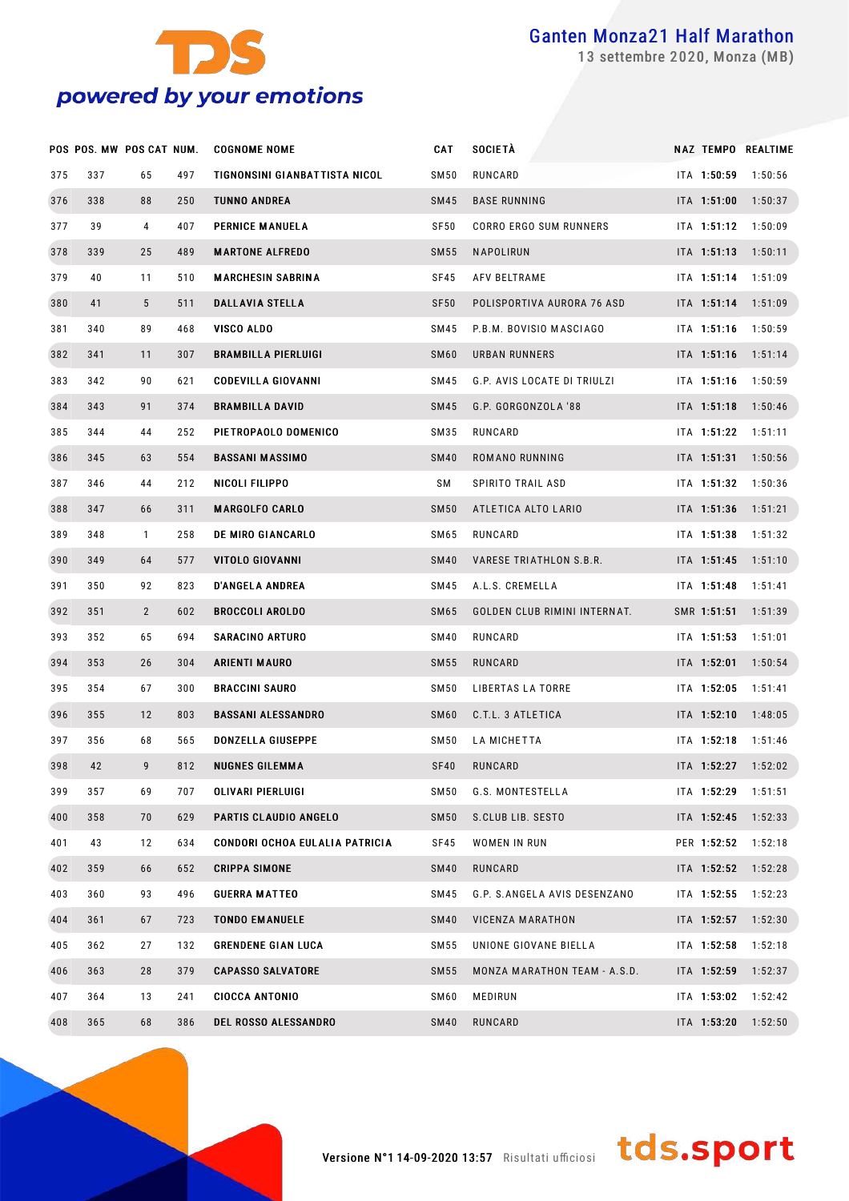| POS | POS. MW | POS CAT | NUM. | COGNOME NOME | CAT | SOCIETÀ | NAZ | TEMPO | REALTIME |
|---|---|---|---|---|---|---|---|---|---|
| 375 | 337 | 65 | 497 | TIGNONSINI GIANBATTISTA NICOL | SM50 | RUNCARD | ITA | 1:50:59 | 1:50:56 |
| 376 | 338 | 88 | 250 | TUNNO ANDREA | SM45 | BASE RUNNING | ITA | 1:51:00 | 1:50:37 |
| 377 | 39 | 4 | 407 | PERNICE MANUELA | SF50 | CORRO ERGO SUM RUNNERS | ITA | 1:51:12 | 1:50:09 |
| 378 | 339 | 25 | 489 | MARTONE ALFREDO | SM55 | NAPOLIRUN | ITA | 1:51:13 | 1:50:11 |
| 379 | 40 | 11 | 510 | MARCHESIN SABRINA | SF45 | AFV BELTRAME | ITA | 1:51:14 | 1:51:09 |
| 380 | 41 | 5 | 511 | DALLAVIA STELLA | SF50 | POLISPORTIVA AURORA 76 ASD | ITA | 1:51:14 | 1:51:09 |
| 381 | 340 | 89 | 468 | VISCO ALDO | SM45 | P.B.M. BOVISIO MASCIAGO | ITA | 1:51:16 | 1:50:59 |
| 382 | 341 | 11 | 307 | BRAMBILLA PIERLUIGI | SM60 | URBAN RUNNERS | ITA | 1:51:16 | 1:51:14 |
| 383 | 342 | 90 | 621 | CODEVILLA GIOVANNI | SM45 | G.P. AVIS LOCATE DI TRIULZI | ITA | 1:51:16 | 1:50:59 |
| 384 | 343 | 91 | 374 | BRAMBILLA DAVID | SM45 | G.P. GORGONZOLA '88 | ITA | 1:51:18 | 1:50:46 |
| 385 | 344 | 44 | 252 | PIETROPAOLO DOMENICO | SM35 | RUNCARD | ITA | 1:51:22 | 1:51:11 |
| 386 | 345 | 63 | 554 | BASSANI MASSIMO | SM40 | ROMANO RUNNING | ITA | 1:51:31 | 1:50:56 |
| 387 | 346 | 44 | 212 | NICOLI FILIPPO | SM | SPIRITO TRAIL ASD | ITA | 1:51:32 | 1:50:36 |
| 388 | 347 | 66 | 311 | MARGOLFO CARLO | SM50 | ATLETICA ALTO LARIO | ITA | 1:51:36 | 1:51:21 |
| 389 | 348 | 1 | 258 | DE MIRO GIANCARLO | SM65 | RUNCARD | ITA | 1:51:38 | 1:51:32 |
| 390 | 349 | 64 | 577 | VITOLO GIOVANNI | SM40 | VARESE TRIATHLON S.B.R. | ITA | 1:51:45 | 1:51:10 |
| 391 | 350 | 92 | 823 | D'ANGELA ANDREA | SM45 | A.L.S. CREMELLA | ITA | 1:51:48 | 1:51:41 |
| 392 | 351 | 2 | 602 | BROCCOLI AROLDO | SM65 | GOLDEN CLUB RIMINI INTERNAT. | SMR | 1:51:51 | 1:51:39 |
| 393 | 352 | 65 | 694 | SARACINO ARTURO | SM40 | RUNCARD | ITA | 1:51:53 | 1:51:01 |
| 394 | 353 | 26 | 304 | ARIENTI MAURO | SM55 | RUNCARD | ITA | 1:52:01 | 1:50:54 |
| 395 | 354 | 67 | 300 | BRACCINI SAURO | SM50 | LIBERTAS LA TORRE | ITA | 1:52:05 | 1:51:41 |
| 396 | 355 | 12 | 803 | BASSANI ALESSANDRO | SM60 | C.T.L. 3 ATLETICA | ITA | 1:52:10 | 1:48:05 |
| 397 | 356 | 68 | 565 | DONZELLA GIUSEPPE | SM50 | LA MICHETTA | ITA | 1:52:18 | 1:51:46 |
| 398 | 42 | 9 | 812 | NUGNES GILEMMA | SF40 | RUNCARD | ITA | 1:52:27 | 1:52:02 |
| 399 | 357 | 69 | 707 | OLIVARI PIERLUIGI | SM50 | G.S. MONTESTELLA | ITA | 1:52:29 | 1:51:51 |
| 400 | 358 | 70 | 629 | PARTIS CLAUDIO ANGELO | SM50 | S.CLUB LIB. SESTO | ITA | 1:52:45 | 1:52:33 |
| 401 | 43 | 12 | 634 | CONDORI OCHOA EULALIA PATRICIA | SF45 | WOMEN IN RUN | PER | 1:52:52 | 1:52:18 |
| 402 | 359 | 66 | 652 | CRIPPA SIMONE | SM40 | RUNCARD | ITA | 1:52:52 | 1:52:28 |
| 403 | 360 | 93 | 496 | GUERRA MATTEO | SM45 | G.P. S.ANGELA AVIS DESENZANO | ITA | 1:52:55 | 1:52:23 |
| 404 | 361 | 67 | 723 | TONDO EMANUELE | SM40 | VICENZA MARATHON | ITA | 1:52:57 | 1:52:30 |
| 405 | 362 | 27 | 132 | GRENDENE GIAN LUCA | SM55 | UNIONE GIOVANE BIELLA | ITA | 1:52:58 | 1:52:18 |
| 406 | 363 | 28 | 379 | CAPASSO SALVATORE | SM55 | MONZA MARATHON TEAM - A.S.D. | ITA | 1:52:59 | 1:52:37 |
| 407 | 364 | 13 | 241 | CIOCCA ANTONIO | SM60 | MEDIRUN | ITA | 1:53:02 | 1:52:42 |
| 408 | 365 | 68 | 386 | DEL ROSSO ALESSANDRO | SM40 | RUNCARD | ITA | 1:53:20 | 1:52:50 |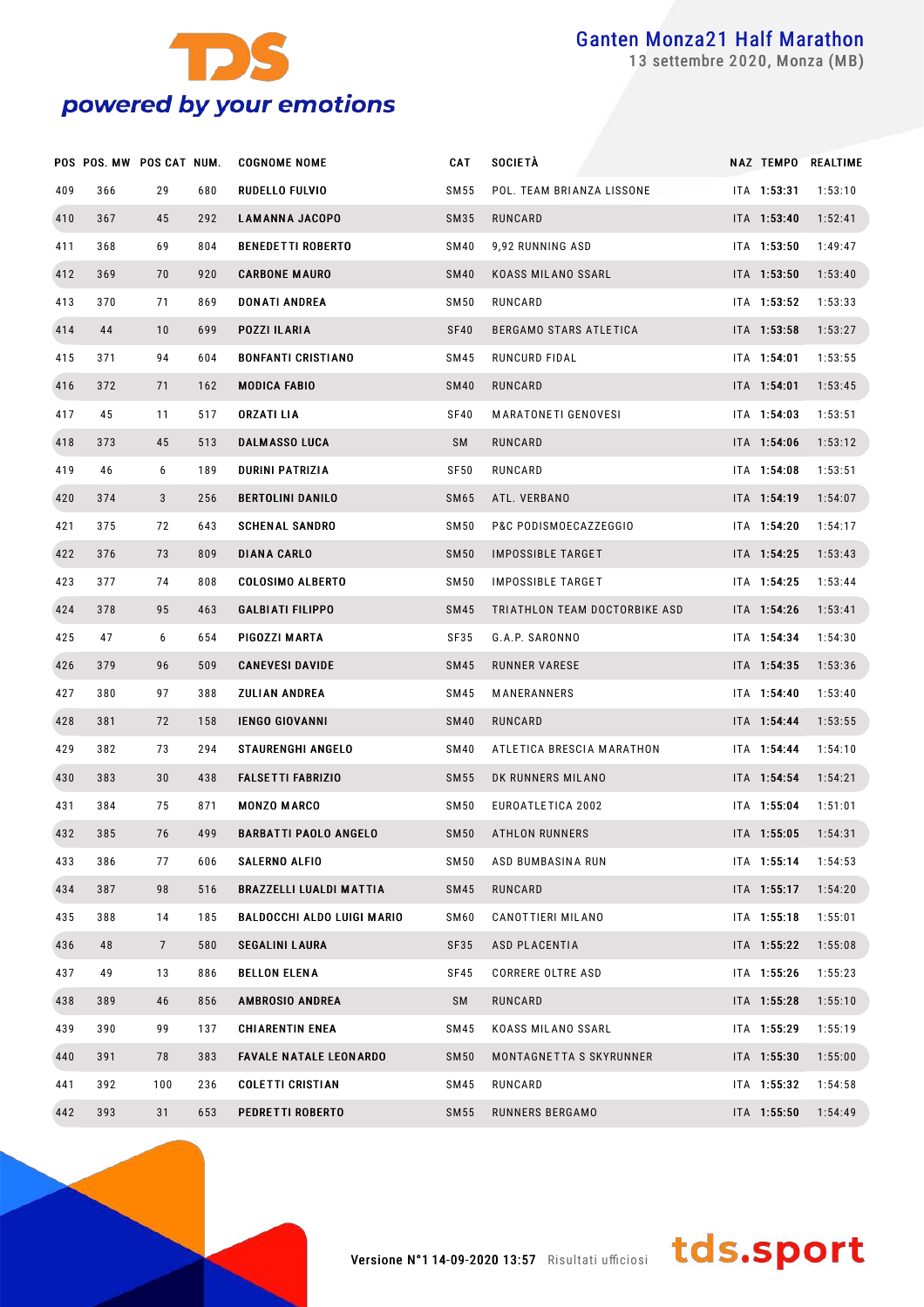# Ganten Monza21 Half Marathon

13 settembre 2020, Monza (MB)

| POS | POS. MW | POS CAT | NUM. | COGNOME NOME | CAT | SOCIETÀ | NAZ | TEMPO | REALTIME |
|---|---|---|---|---|---|---|---|---|---|
| 409 | 366 | 29 | 680 | RUDELLO FULVIO | SM55 | POL. TEAM BRIANZA LISSONE | ITA | 1:53:31 | 1:53:10 |
| 410 | 367 | 45 | 292 | LAMANNA JACOPO | SM35 | RUNCARD | ITA | 1:53:40 | 1:52:41 |
| 411 | 368 | 69 | 804 | BENEDETTI ROBERTO | SM40 | 9,92 RUNNING ASD | ITA | 1:53:50 | 1:49:47 |
| 412 | 369 | 70 | 920 | CARBONE MAURO | SM40 | KOASS MILANO SSARL | ITA | 1:53:50 | 1:53:40 |
| 413 | 370 | 71 | 869 | DONATI ANDREA | SM50 | RUNCARD | ITA | 1:53:52 | 1:53:33 |
| 414 | 44 | 10 | 699 | POZZI ILARIA | SF40 | BERGAMO STARS ATLETICA | ITA | 1:53:58 | 1:53:27 |
| 415 | 371 | 94 | 604 | BONFANTI CRISTIANO | SM45 | RUNCURD FIDAL | ITA | 1:54:01 | 1:53:55 |
| 416 | 372 | 71 | 162 | MODICA FABIO | SM40 | RUNCARD | ITA | 1:54:01 | 1:53:45 |
| 417 | 45 | 11 | 517 | ORZATI LIA | SF40 | MARATONETI GENOVESI | ITA | 1:54:03 | 1:53:51 |
| 418 | 373 | 45 | 513 | DALMASSO LUCA | SM | RUNCARD | ITA | 1:54:06 | 1:53:12 |
| 419 | 46 | 6 | 189 | DURINI PATRIZIA | SF50 | RUNCARD | ITA | 1:54:08 | 1:53:51 |
| 420 | 374 | 3 | 256 | BERTOLINI DANILO | SM65 | ATL. VERBANO | ITA | 1:54:19 | 1:54:07 |
| 421 | 375 | 72 | 643 | SCHENAL SANDRO | SM50 | P&C PODISMOECAZZEGGIO | ITA | 1:54:20 | 1:54:17 |
| 422 | 376 | 73 | 809 | DIANA CARLO | SM50 | IMPOSSIBLE TARGET | ITA | 1:54:25 | 1:53:43 |
| 423 | 377 | 74 | 808 | COLOSIMO ALBERTO | SM50 | IMPOSSIBLE TARGET | ITA | 1:54:25 | 1:53:44 |
| 424 | 378 | 95 | 463 | GALBIATI FILIPPO | SM45 | TRIATHLON TEAM DOCTORBIKE ASD | ITA | 1:54:26 | 1:53:41 |
| 425 | 47 | 6 | 654 | PIGOZZI MARTA | SF35 | G.A.P. SARONNO | ITA | 1:54:34 | 1:54:30 |
| 426 | 379 | 96 | 509 | CANEVESI DAVIDE | SM45 | RUNNER VARESE | ITA | 1:54:35 | 1:53:36 |
| 427 | 380 | 97 | 388 | ZULIAN ANDREA | SM45 | MANERANNERS | ITA | 1:54:40 | 1:53:40 |
| 428 | 381 | 72 | 158 | IENGO GIOVANNI | SM40 | RUNCARD | ITA | 1:54:44 | 1:53:55 |
| 429 | 382 | 73 | 294 | STAURENGHI ANGELO | SM40 | ATLETICA BRESCIA MARATHON | ITA | 1:54:44 | 1:54:10 |
| 430 | 383 | 30 | 438 | FALSETTI FABRIZIO | SM55 | DK RUNNERS MILANO | ITA | 1:54:54 | 1:54:21 |
| 431 | 384 | 75 | 871 | MONZO MARCO | SM50 | EUROATLETICA 2002 | ITA | 1:55:04 | 1:51:01 |
| 432 | 385 | 76 | 499 | BARBATTI PAOLO ANGELO | SM50 | ATHLON RUNNERS | ITA | 1:55:05 | 1:54:31 |
| 433 | 386 | 77 | 606 | SALERNO ALFIO | SM50 | ASD BUMBASINA RUN | ITA | 1:55:14 | 1:54:53 |
| 434 | 387 | 98 | 516 | BRAZZELLI LUALDI MATTIA | SM45 | RUNCARD | ITA | 1:55:17 | 1:54:20 |
| 435 | 388 | 14 | 185 | BALDOCCHI ALDO LUIGI MARIO | SM60 | CANOTTIERI MILANO | ITA | 1:55:18 | 1:55:01 |
| 436 | 48 | 7 | 580 | SEGALINI LAURA | SF35 | ASD PLACENTIA | ITA | 1:55:22 | 1:55:08 |
| 437 | 49 | 13 | 886 | BELLON ELENA | SF45 | CORRERE OLTRE ASD | ITA | 1:55:26 | 1:55:23 |
| 438 | 389 | 46 | 856 | AMBROSIO ANDREA | SM | RUNCARD | ITA | 1:55:28 | 1:55:10 |
| 439 | 390 | 99 | 137 | CHIARENTIN ENEA | SM45 | KOASS MILANO SSARL | ITA | 1:55:29 | 1:55:19 |
| 440 | 391 | 78 | 383 | FAVALE NATALE LEONARDO | SM50 | MONTAGNETTA S SKYRUNNER | ITA | 1:55:30 | 1:55:00 |
| 441 | 392 | 100 | 236 | COLETTI CRISTIAN | SM45 | RUNCARD | ITA | 1:55:32 | 1:54:58 |
| 442 | 393 | 31 | 653 | PEDRETTI ROBERTO | SM55 | RUNNERS BERGAMO | ITA | 1:55:50 | 1:54:49 |

Versione N°1 14-09-2020 13:57 Risultati ufficiosi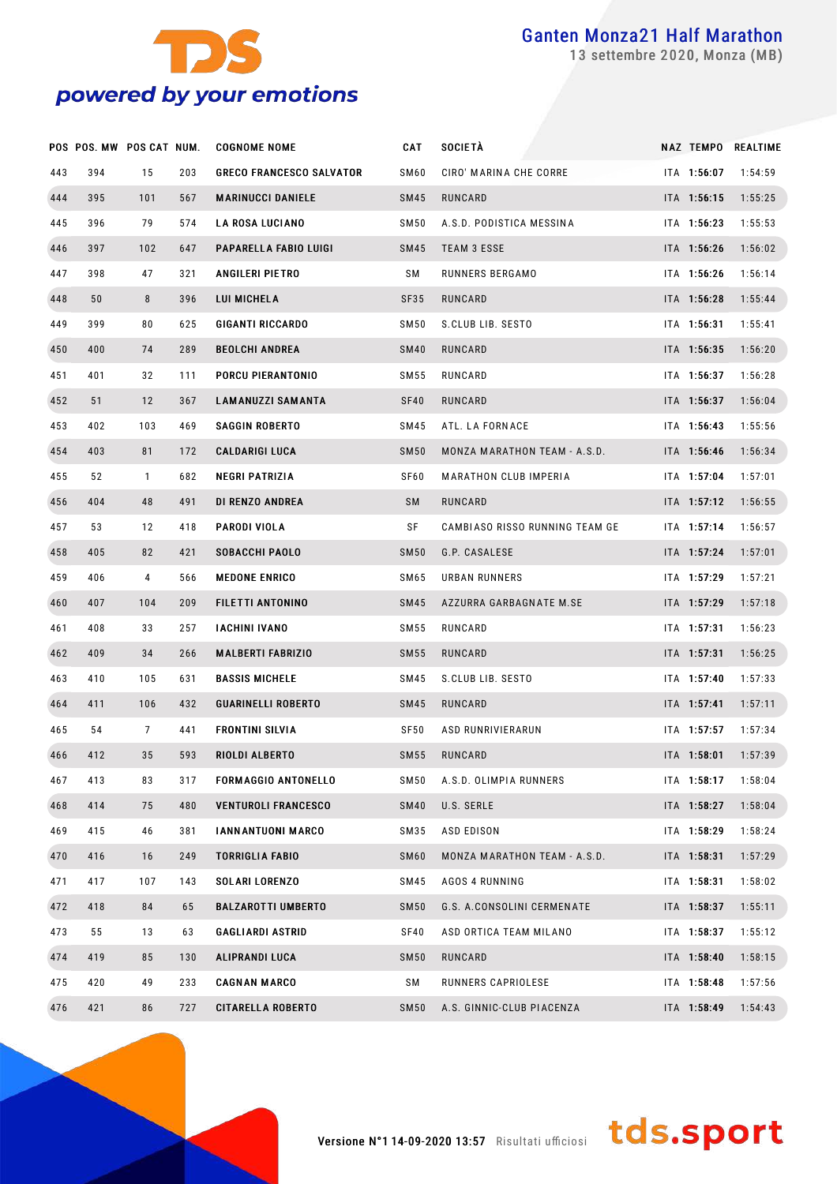| POS | POS. MW | POS CAT | NUM. | COGNOME NOME | CAT | SOCIETÀ | NAZ | TEMPO | REALTIME |
|---|---|---|---|---|---|---|---|---|---|
| 443 | 394 | 15 | 203 | **GRECO FRANCESCO SALVATOR** | SM60 | CIRO' MARINA CHE CORRE | ITA | **1:56:07** | 1:54:59 |
| 444 | 395 | 101 | 567 | **MARINUCCI DANIELE** | SM45 | RUNCARD | ITA | **1:56:15** | 1:55:25 |
| 445 | 396 | 79 | 574 | **LA ROSA LUCIANO** | SM50 | A.S.D. PODISTICA MESSINA | ITA | **1:56:23** | 1:55:53 |
| 446 | 397 | 102 | 647 | **PAPARELLA FABIO LUIGI** | SM45 | TEAM 3 ESSE | ITA | **1:56:26** | 1:56:02 |
| 447 | 398 | 47 | 321 | **ANGILERI PIETRO** | SM | RUNNERS BERGAMO | ITA | **1:56:26** | 1:56:14 |
| 448 | 50 | 8 | 396 | **LUI MICHELA** | SF35 | RUNCARD | ITA | **1:56:28** | 1:55:44 |
| 449 | 399 | 80 | 625 | **GIGANTI RICCARDO** | SM50 | S.CLUB LIB. SESTO | ITA | **1:56:31** | 1:55:41 |
| 450 | 400 | 74 | 289 | **BEOLCHI ANDREA** | SM40 | RUNCARD | ITA | **1:56:35** | 1:56:20 |
| 451 | 401 | 32 | 111 | **PORCU PIERANTONIO** | SM55 | RUNCARD | ITA | **1:56:37** | 1:56:28 |
| 452 | 51 | 12 | 367 | **LAMANUZZI SAMANTA** | SF40 | RUNCARD | ITA | **1:56:37** | 1:56:04 |
| 453 | 402 | 103 | 469 | **SAGGIN ROBERTO** | SM45 | ATL. LA FORNACE | ITA | **1:56:43** | 1:55:56 |
| 454 | 403 | 81 | 172 | **CALDARIGI LUCA** | SM50 | MONZA MARATHON TEAM - A.S.D. | ITA | **1:56:46** | 1:56:34 |
| 455 | 52 | 1 | 682 | **NEGRI PATRIZIA** | SF60 | MARATHON CLUB IMPERIA | ITA | **1:57:04** | 1:57:01 |
| 456 | 404 | 48 | 491 | **DI RENZO ANDREA** | SM | RUNCARD | ITA | **1:57:12** | 1:56:55 |
| 457 | 53 | 12 | 418 | **PARODI VIOLA** | SF | CAMBIASO RISSO RUNNING TEAM GE | ITA | **1:57:14** | 1:56:57 |
| 458 | 405 | 82 | 421 | **SOBACCHI PAOLO** | SM50 | G.P. CASALESE | ITA | **1:57:24** | 1:57:01 |
| 459 | 406 | 4 | 566 | **MEDONE ENRICO** | SM65 | URBAN RUNNERS | ITA | **1:57:29** | 1:57:21 |
| 460 | 407 | 104 | 209 | **FILETTI ANTONINO** | SM45 | AZZURRA GARBAGNATE M.SE | ITA | **1:57:29** | 1:57:18 |
| 461 | 408 | 33 | 257 | **IACHINI IVANO** | SM55 | RUNCARD | ITA | **1:57:31** | 1:56:23 |
| 462 | 409 | 34 | 266 | **MALBERTI FABRIZIO** | SM55 | RUNCARD | ITA | **1:57:31** | 1:56:25 |
| 463 | 410 | 105 | 631 | **BASSIS MICHELE** | SM45 | S.CLUB LIB. SESTO | ITA | **1:57:40** | 1:57:33 |
| 464 | 411 | 106 | 432 | **GUARINELLI ROBERTO** | SM45 | RUNCARD | ITA | **1:57:41** | 1:57:11 |
| 465 | 54 | 7 | 441 | **FRONTINI SILVIA** | SF50 | ASD RUNRIVIERARUN | ITA | **1:57:57** | 1:57:34 |
| 466 | 412 | 35 | 593 | **RIOLDI ALBERTO** | SM55 | RUNCARD | ITA | **1:58:01** | 1:57:39 |
| 467 | 413 | 83 | 317 | **FORMAGGIO ANTONELLO** | SM50 | A.S.D. OLIMPIA RUNNERS | ITA | **1:58:17** | 1:58:04 |
| 468 | 414 | 75 | 480 | **VENTUROLI FRANCESCO** | SM40 | U.S. SERLE | ITA | **1:58:27** | 1:58:04 |
| 469 | 415 | 46 | 381 | **IANNANTUONI MARCO** | SM35 | ASD EDISON | ITA | **1:58:29** | 1:58:24 |
| 470 | 416 | 16 | 249 | **TORRIGLIA FABIO** | SM60 | MONZA MARATHON TEAM - A.S.D. | ITA | **1:58:31** | 1:57:29 |
| 471 | 417 | 107 | 143 | **SOLARI LORENZO** | SM45 | AGOS 4 RUNNING | ITA | **1:58:31** | 1:58:02 |
| 472 | 418 | 84 | 65 | **BALZAROTTI UMBERTO** | SM50 | G.S. A.CONSOLINI CERMENATE | ITA | **1:58:37** | 1:55:11 |
| 473 | 55 | 13 | 63 | **GAGLIARDI ASTRID** | SF40 | ASD ORTICA TEAM MILANO | ITA | **1:58:37** | 1:55:12 |
| 474 | 419 | 85 | 130 | **ALIPRANDI LUCA** | SM50 | RUNCARD | ITA | **1:58:40** | 1:58:15 |
| 475 | 420 | 49 | 233 | **CAGNAN MARCO** | SM | RUNNERS CAPRIOLESE | ITA | **1:58:48** | 1:57:56 |
| 476 | 421 | 86 | 727 | **CITARELLA ROBERTO** | SM50 | A.S. GINNIC-CLUB PIACENZA | ITA | **1:58:49** | 1:54:43 |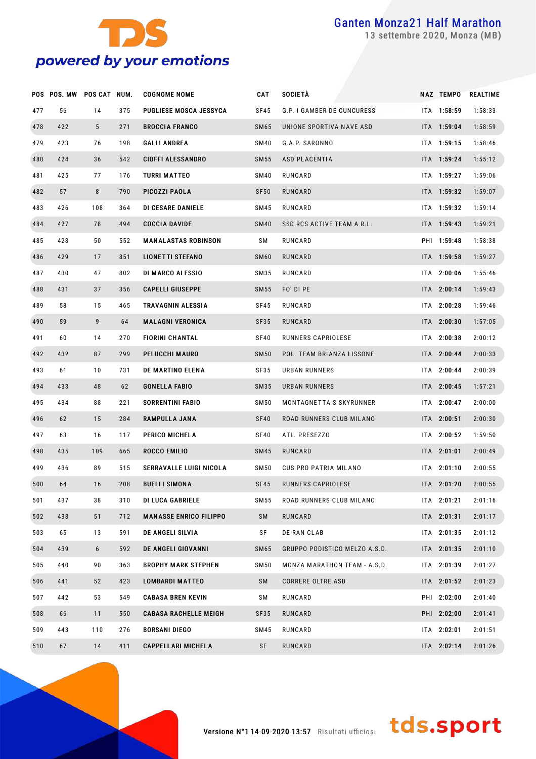# Ganten Monza21 Half Marathon

13 settembre 2020, Monza (MB)

| POS | POS. MW | POS CAT | NUM. | COGNOME NOME | CAT | SOCIETÀ | NAZ | TEMPO | REALTIME |
|---|---|---|---|---|---|---|---|---|---|
| 477 | 56 | 14 | 375 | PUGLIESE MOSCA JESSYCA | SF45 | G.P. I GAMBER DE CUNCURESS | ITA | 1:58:59 | 1:58:33 |
| 478 | 422 | 5 | 271 | BROCCIA FRANCO | SM65 | UNIONE SPORTIVA NAVE ASD | ITA | 1:59:04 | 1:58:59 |
| 479 | 423 | 76 | 198 | GALLI ANDREA | SM40 | G.A.P. SARONNO | ITA | 1:59:15 | 1:58:46 |
| 480 | 424 | 36 | 542 | CIOFFI ALESSANDRO | SM55 | ASD PLACENTIA | ITA | 1:59:24 | 1:55:12 |
| 481 | 425 | 77 | 176 | TURRI MATTEO | SM40 | RUNCARD | ITA | 1:59:27 | 1:59:06 |
| 482 | 57 | 8 | 790 | PICOZZI PAOLA | SF50 | RUNCARD | ITA | 1:59:32 | 1:59:07 |
| 483 | 426 | 108 | 364 | DI CESARE DANIELE | SM45 | RUNCARD | ITA | 1:59:32 | 1:59:14 |
| 484 | 427 | 78 | 494 | COCCIA DAVIDE | SM40 | SSD RCS ACTIVE TEAM A R.L. | ITA | 1:59:43 | 1:59:21 |
| 485 | 428 | 50 | 552 | MANALASTAS ROBINSON | SM | RUNCARD | PHI | 1:59:48 | 1:58:38 |
| 486 | 429 | 17 | 851 | LIONETTI STEFANO | SM60 | RUNCARD | ITA | 1:59:58 | 1:59:27 |
| 487 | 430 | 47 | 802 | DI MARCO ALESSIO | SM35 | RUNCARD | ITA | 2:00:06 | 1:55:46 |
| 488 | 431 | 37 | 356 | CAPELLI GIUSEPPE | SM55 | FO' DI PE | ITA | 2:00:14 | 1:59:43 |
| 489 | 58 | 15 | 465 | TRAVAGNIN ALESSIA | SF45 | RUNCARD | ITA | 2:00:28 | 1:59:46 |
| 490 | 59 | 9 | 64 | MALAGNI VERONICA | SF35 | RUNCARD | ITA | 2:00:30 | 1:57:05 |
| 491 | 60 | 14 | 270 | FIORINI CHANTAL | SF40 | RUNNERS CAPRIOLESE | ITA | 2:00:38 | 2:00:12 |
| 492 | 432 | 87 | 299 | PELUCCHI MAURO | SM50 | POL. TEAM BRIANZA LISSONE | ITA | 2:00:44 | 2:00:33 |
| 493 | 61 | 10 | 731 | DE MARTINO ELENA | SF35 | URBAN RUNNERS | ITA | 2:00:44 | 2:00:39 |
| 494 | 433 | 48 | 62 | GONELLA FABIO | SM35 | URBAN RUNNERS | ITA | 2:00:45 | 1:57:21 |
| 495 | 434 | 88 | 221 | SORRENTINI FABIO | SM50 | MONTAGNETTA S SKYRUNNER | ITA | 2:00:47 | 2:00:00 |
| 496 | 62 | 15 | 284 | RAMPULLA JANA | SF40 | ROAD RUNNERS CLUB MILANO | ITA | 2:00:51 | 2:00:30 |
| 497 | 63 | 16 | 117 | PERICO MICHELA | SF40 | ATL. PRESEZZO | ITA | 2:00:52 | 1:59:50 |
| 498 | 435 | 109 | 665 | ROCCO EMILIO | SM45 | RUNCARD | ITA | 2:01:01 | 2:00:49 |
| 499 | 436 | 89 | 515 | SERRAVALLE LUIGI NICOLA | SM50 | CUS PRO PATRIA MILANO | ITA | 2:01:10 | 2:00:55 |
| 500 | 64 | 16 | 208 | BUELLI SIMONA | SF45 | RUNNERS CAPRIOLESE | ITA | 2:01:20 | 2:00:55 |
| 501 | 437 | 38 | 310 | DI LUCA GABRIELE | SM55 | ROAD RUNNERS CLUB MILANO | ITA | 2:01:21 | 2:01:16 |
| 502 | 438 | 51 | 712 | MANASSE ENRICO FILIPPO | SM | RUNCARD | ITA | 2:01:31 | 2:01:17 |
| 503 | 65 | 13 | 591 | DE ANGELI SILVIA | SF | DE RAN CLAB | ITA | 2:01:35 | 2:01:12 |
| 504 | 439 | 6 | 592 | DE ANGELI GIOVANNI | SM65 | GRUPPO PODISTICO MELZO A.S.D. | ITA | 2:01:35 | 2:01:10 |
| 505 | 440 | 90 | 363 | BROPHY MARK STEPHEN | SM50 | MONZA MARATHON TEAM - A.S.D. | ITA | 2:01:39 | 2:01:27 |
| 506 | 441 | 52 | 423 | LOMBARDI MATTEO | SM | CORRERE OLTRE ASD | ITA | 2:01:52 | 2:01:23 |
| 507 | 442 | 53 | 549 | CABASA BREN KEVIN | SM | RUNCARD | PHI | 2:02:00 | 2:01:40 |
| 508 | 66 | 11 | 550 | CABASA RACHELLE MEIGH | SF35 | RUNCARD | PHI | 2:02:00 | 2:01:41 |
| 509 | 443 | 110 | 276 | BORSANI DIEGO | SM45 | RUNCARD | ITA | 2:02:01 | 2:01:51 |
| 510 | 67 | 14 | 411 | CAPPELLARI MICHELA | SF | RUNCARD | ITA | 2:02:14 | 2:01:26 |

Versione N°1 14-09-2020 13:57 Risultati ufficiosi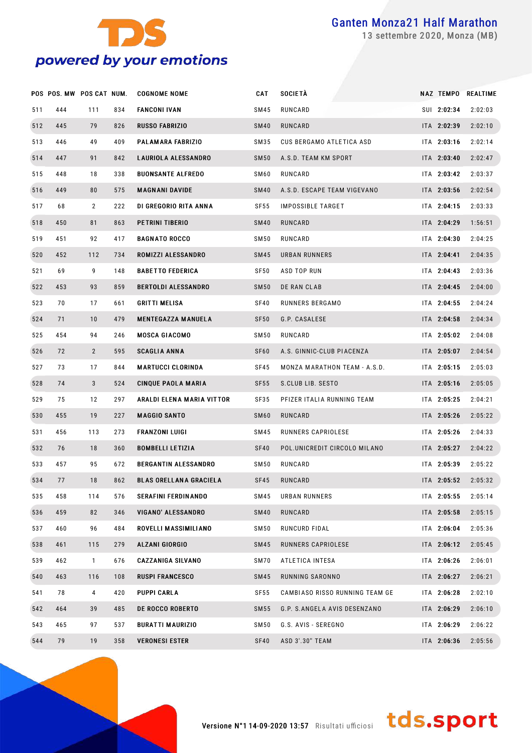# Ganten Monza21 Half Marathon

13 settembre 2020, Monza (MB)

| POS | POS. MW | POS CAT | NUM. | COGNOME NOME | CAT | SOCIETÀ | NAZ | TEMPO | REALTIME |
|---|---|---|---|---|---|---|---|---|---|
| 511 | 444 | 111 | 834 | FANCONI IVAN | SM45 | RUNCARD | SUI | 2:02:34 | 2:02:03 |
| 512 | 445 | 79 | 826 | RUSSO FABRIZIO | SM40 | RUNCARD | ITA | 2:02:39 | 2:02:10 |
| 513 | 446 | 49 | 409 | PALAMARA FABRIZIO | SM35 | CUS BERGAMO ATLETICA ASD | ITA | 2:03:16 | 2:02:14 |
| 514 | 447 | 91 | 842 | LAURIOLA ALESSANDRO | SM50 | A.S.D. TEAM KM SPORT | ITA | 2:03:40 | 2:02:47 |
| 515 | 448 | 18 | 338 | BUONSANTE ALFREDO | SM60 | RUNCARD | ITA | 2:03:42 | 2:03:37 |
| 516 | 449 | 80 | 575 | MAGNANI DAVIDE | SM40 | A.S.D. ESCAPE TEAM VIGEVANO | ITA | 2:03:56 | 2:02:54 |
| 517 | 68 | 2 | 222 | DI GREGORIO RITA ANNA | SF55 | IMPOSSIBLE TARGET | ITA | 2:04:15 | 2:03:33 |
| 518 | 450 | 81 | 863 | PETRINI TIBERIO | SM40 | RUNCARD | ITA | 2:04:29 | 1:56:51 |
| 519 | 451 | 92 | 417 | BAGNATO ROCCO | SM50 | RUNCARD | ITA | 2:04:30 | 2:04:25 |
| 520 | 452 | 112 | 734 | ROMIZZI ALESSANDRO | SM45 | URBAN RUNNERS | ITA | 2:04:41 | 2:04:35 |
| 521 | 69 | 9 | 148 | BABETTO FEDERICA | SF50 | ASD TOP RUN | ITA | 2:04:43 | 2:03:36 |
| 522 | 453 | 93 | 859 | BERTOLDI ALESSANDRO | SM50 | DE RAN CLAB | ITA | 2:04:45 | 2:04:00 |
| 523 | 70 | 17 | 661 | GRITTI MELISA | SF40 | RUNNERS BERGAMO | ITA | 2:04:55 | 2:04:24 |
| 524 | 71 | 10 | 479 | MENTEGAZZA MANUELA | SF50 | G.P. CASALESE | ITA | 2:04:58 | 2:04:34 |
| 525 | 454 | 94 | 246 | MOSCA GIACOMO | SM50 | RUNCARD | ITA | 2:05:02 | 2:04:08 |
| 526 | 72 | 2 | 595 | SCAGLIA ANNA | SF60 | A.S. GINNIC-CLUB PIACENZA | ITA | 2:05:07 | 2:04:54 |
| 527 | 73 | 17 | 844 | MARTUCCI CLORINDA | SF45 | MONZA MARATHON TEAM - A.S.D. | ITA | 2:05:15 | 2:05:03 |
| 528 | 74 | 3 | 524 | CINQUE PAOLA MARIA | SF55 | S.CLUB LIB. SESTO | ITA | 2:05:16 | 2:05:05 |
| 529 | 75 | 12 | 297 | ARALDI ELENA MARIA VITTOR | SF35 | PFIZER ITALIA RUNNING TEAM | ITA | 2:05:25 | 2:04:21 |
| 530 | 455 | 19 | 227 | MAGGIO SANTO | SM60 | RUNCARD | ITA | 2:05:26 | 2:05:22 |
| 531 | 456 | 113 | 273 | FRANZONI LUIGI | SM45 | RUNNERS CAPRIOLESE | ITA | 2:05:26 | 2:04:33 |
| 532 | 76 | 18 | 360 | BOMBELLI LETIZIA | SF40 | POL.UNICREDIT CIRCOLO MILANO | ITA | 2:05:27 | 2:04:22 |
| 533 | 457 | 95 | 672 | BERGANTIN ALESSANDRO | SM50 | RUNCARD | ITA | 2:05:39 | 2:05:22 |
| 534 | 77 | 18 | 862 | BLAS ORELLANA GRACIELA | SF45 | RUNCARD | ITA | 2:05:52 | 2:05:32 |
| 535 | 458 | 114 | 576 | SERAFINI FERDINANDO | SM45 | URBAN RUNNERS | ITA | 2:05:55 | 2:05:14 |
| 536 | 459 | 82 | 346 | VIGANO' ALESSANDRO | SM40 | RUNCARD | ITA | 2:05:58 | 2:05:15 |
| 537 | 460 | 96 | 484 | ROVELLI MASSIMILIANO | SM50 | RUNCURD FIDAL | ITA | 2:06:04 | 2:05:36 |
| 538 | 461 | 115 | 279 | ALZANI GIORGIO | SM45 | RUNNERS CAPRIOLESE | ITA | 2:06:12 | 2:05:45 |
| 539 | 462 | 1 | 676 | CAZZANIGA SILVANO | SM70 | ATLETICA INTESA | ITA | 2:06:26 | 2:06:01 |
| 540 | 463 | 116 | 108 | RUSPI FRANCESCO | SM45 | RUNNING SARONNO | ITA | 2:06:27 | 2:06:21 |
| 541 | 78 | 4 | 420 | PUPPI CARLA | SF55 | CAMBIASO RISSO RUNNING TEAM GE | ITA | 2:06:28 | 2:02:10 |
| 542 | 464 | 39 | 485 | DE ROCCO ROBERTO | SM55 | G.P. S.ANGELA AVIS DESENZANO | ITA | 2:06:29 | 2:06:10 |
| 543 | 465 | 97 | 537 | BURATTI MAURIZIO | SM50 | G.S. AVIS - SEREGNO | ITA | 2:06:29 | 2:06:22 |
| 544 | 79 | 19 | 358 | VERONESI ESTER | SF40 | ASD 3'.30" TEAM | ITA | 2:06:36 | 2:05:56 |

Versione N°1 14-09-2020 13:57 Risultati ufficiosi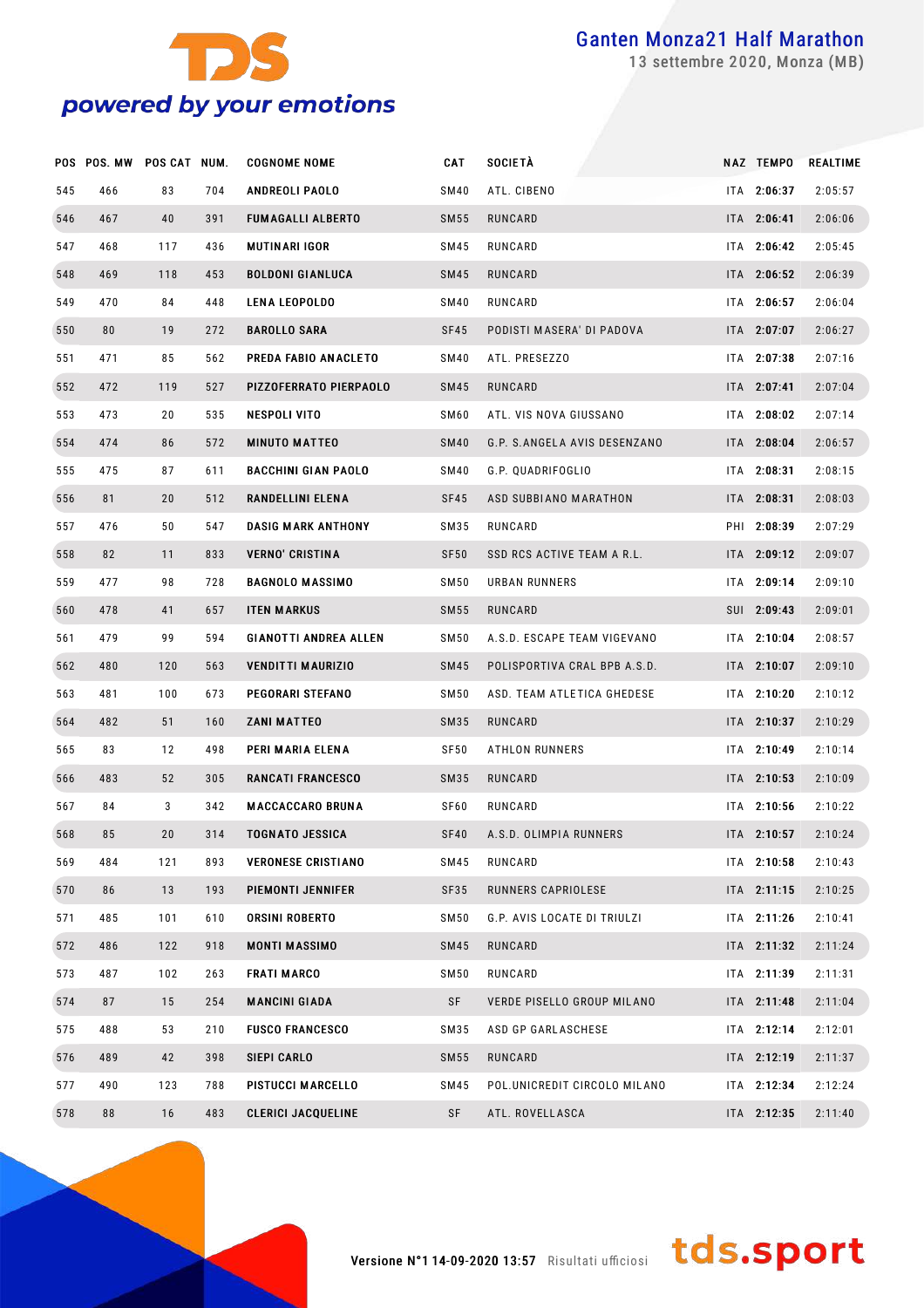| POS | POS. MW | POS CAT | NUM. | COGNOME NOME | CAT | SOCIETÀ | NAZ | TEMPO | REALTIME |
|---|---|---|---|---|---|---|---|---|---|
| 545 | 466 | 83 | 704 | **ANDREOLI PAOLO** | SM40 | ATL. CIBENO | ITA | **2:06:37** | 2:05:57 |
| 546 | 467 | 40 | 391 | **FUMAGALLI ALBERTO** | SM55 | RUNCARD | ITA | **2:06:41** | 2:06:06 |
| 547 | 468 | 117 | 436 | **MUTINARI IGOR** | SM45 | RUNCARD | ITA | **2:06:42** | 2:05:45 |
| 548 | 469 | 118 | 453 | **BOLDONI GIANLUCA** | SM45 | RUNCARD | ITA | **2:06:52** | 2:06:39 |
| 549 | 470 | 84 | 448 | **LENA LEOPOLDO** | SM40 | RUNCARD | ITA | **2:06:57** | 2:06:04 |
| 550 | 80 | 19 | 272 | **BAROLLO SARA** | SF45 | PODISTI MASERA' DI PADOVA | ITA | **2:07:07** | 2:06:27 |
| 551 | 471 | 85 | 562 | **PREDA FABIO ANACLETO** | SM40 | ATL. PRESEZZO | ITA | **2:07:38** | 2:07:16 |
| 552 | 472 | 119 | 527 | **PIZZOFERRATO PIERPAOLO** | SM45 | RUNCARD | ITA | **2:07:41** | 2:07:04 |
| 553 | 473 | 20 | 535 | **NESPOLI VITO** | SM60 | ATL. VIS NOVA GIUSSANO | ITA | **2:08:02** | 2:07:14 |
| 554 | 474 | 86 | 572 | **MINUTO MATTEO** | SM40 | G.P. S.ANGELA AVIS DESENZANO | ITA | **2:08:04** | 2:06:57 |
| 555 | 475 | 87 | 611 | **BACCHINI GIAN PAOLO** | SM40 | G.P. QUADRIFOGLIO | ITA | **2:08:31** | 2:08:15 |
| 556 | 81 | 20 | 512 | **RANDELLINI ELENA** | SF45 | ASD SUBBIANO MARATHON | ITA | **2:08:31** | 2:08:03 |
| 557 | 476 | 50 | 547 | **DASIG MARK ANTHONY** | SM35 | RUNCARD | PHI | **2:08:39** | 2:07:29 |
| 558 | 82 | 11 | 833 | **VERNO' CRISTINA** | SF50 | SSD RCS ACTIVE TEAM A R.L. | ITA | **2:09:12** | 2:09:07 |
| 559 | 477 | 98 | 728 | **BAGNOLO MASSIMO** | SM50 | URBAN RUNNERS | ITA | **2:09:14** | 2:09:10 |
| 560 | 478 | 41 | 657 | **ITEN MARKUS** | SM55 | RUNCARD | SUI | **2:09:43** | 2:09:01 |
| 561 | 479 | 99 | 594 | **GIANOTTI ANDREA ALLEN** | SM50 | A.S.D. ESCAPE TEAM VIGEVANO | ITA | **2:10:04** | 2:08:57 |
| 562 | 480 | 120 | 563 | **VENDITTI MAURIZIO** | SM45 | POLISPORTIVA CRAL BPB A.S.D. | ITA | **2:10:07** | 2:09:10 |
| 563 | 481 | 100 | 673 | **PEGORARI STEFANO** | SM50 | ASD. TEAM ATLETICA GHEDESE | ITA | **2:10:20** | 2:10:12 |
| 564 | 482 | 51 | 160 | **ZANI MATTEO** | SM35 | RUNCARD | ITA | **2:10:37** | 2:10:29 |
| 565 | 83 | 12 | 498 | **PERI MARIA ELENA** | SF50 | ATHLON RUNNERS | ITA | **2:10:49** | 2:10:14 |
| 566 | 483 | 52 | 305 | **RANCATI FRANCESCO** | SM35 | RUNCARD | ITA | **2:10:53** | 2:10:09 |
| 567 | 84 | 3 | 342 | **MACCACCARO BRUNA** | SF60 | RUNCARD | ITA | **2:10:56** | 2:10:22 |
| 568 | 85 | 20 | 314 | **TOGNATO JESSICA** | SF40 | A.S.D. OLIMPIA RUNNERS | ITA | **2:10:57** | 2:10:24 |
| 569 | 484 | 121 | 893 | **VERONESE CRISTIANO** | SM45 | RUNCARD | ITA | **2:10:58** | 2:10:43 |
| 570 | 86 | 13 | 193 | **PIEMONTI JENNIFER** | SF35 | RUNNERS CAPRIOLESE | ITA | **2:11:15** | 2:10:25 |
| 571 | 485 | 101 | 610 | **ORSINI ROBERTO** | SM50 | G.P. AVIS LOCATE DI TRIULZI | ITA | **2:11:26** | 2:10:41 |
| 572 | 486 | 122 | 918 | **MONTI MASSIMO** | SM45 | RUNCARD | ITA | **2:11:32** | 2:11:24 |
| 573 | 487 | 102 | 263 | **FRATI MARCO** | SM50 | RUNCARD | ITA | **2:11:39** | 2:11:31 |
| 574 | 87 | 15 | 254 | **MANCINI GIADA** | SF | VERDE PISELLO GROUP MILANO | ITA | **2:11:48** | 2:11:04 |
| 575 | 488 | 53 | 210 | **FUSCO FRANCESCO** | SM35 | ASD GP GARLASCHESE | ITA | **2:12:14** | 2:12:01 |
| 576 | 489 | 42 | 398 | **SIEPI CARLO** | SM55 | RUNCARD | ITA | **2:12:19** | 2:11:37 |
| 577 | 490 | 123 | 788 | **PISTUCCI MARCELLO** | SM45 | POL.UNICREDIT CIRCOLO MILANO | ITA | **2:12:34** | 2:12:24 |
| 578 | 88 | 16 | 483 | **CLERICI JACQUELINE** | SF | ATL. ROVELLASCA | ITA | **2:12:35** | 2:11:40 |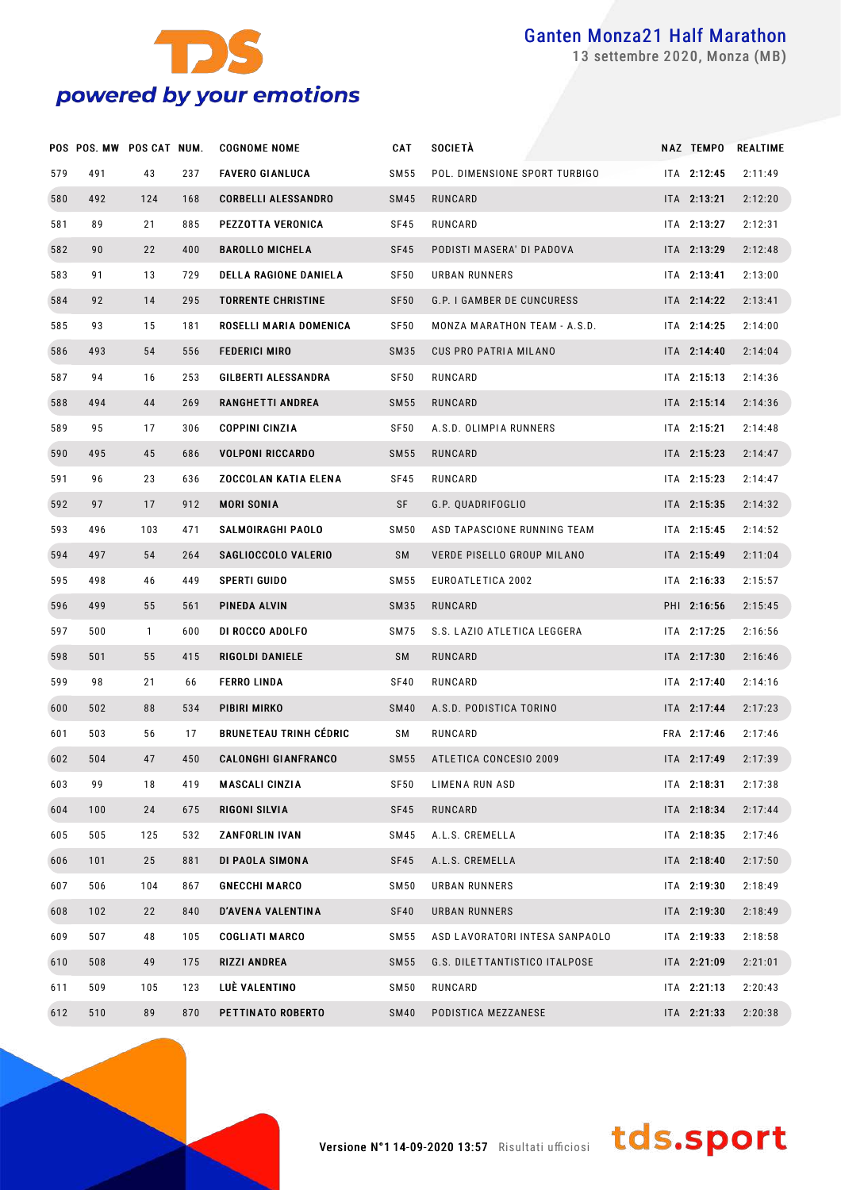| POS | POS. MW | POS CAT | NUM. | COGNOME NOME | CAT | SOCIETÀ | NAZ | TEMPO | REALTIME |
|---|---|---|---|---|---|---|---|---|---|
| 579 | 491 | 43 | 237 | FAVERO GIANLUCA | SM55 | POL. DIMENSIONE SPORT TURBIGO | ITA | 2:12:45 | 2:11:49 |
| 580 | 492 | 124 | 168 | CORBELLI ALESSANDRO | SM45 | RUNCARD | ITA | 2:13:21 | 2:12:20 |
| 581 | 89 | 21 | 885 | PEZZOTTA VERONICA | SF45 | RUNCARD | ITA | 2:13:27 | 2:12:31 |
| 582 | 90 | 22 | 400 | BAROLLO MICHELA | SF45 | PODISTI MASERA' DI PADOVA | ITA | 2:13:29 | 2:12:48 |
| 583 | 91 | 13 | 729 | DELLA RAGIONE DANIELA | SF50 | URBAN RUNNERS | ITA | 2:13:41 | 2:13:00 |
| 584 | 92 | 14 | 295 | TORRENTE CHRISTINE | SF50 | G.P. I GAMBER DE CUNCURESS | ITA | 2:14:22 | 2:13:41 |
| 585 | 93 | 15 | 181 | ROSELLI MARIA DOMENICA | SF50 | MONZA MARATHON TEAM - A.S.D. | ITA | 2:14:25 | 2:14:00 |
| 586 | 493 | 54 | 556 | FEDERICI MIRO | SM35 | CUS PRO PATRIA MILANO | ITA | 2:14:40 | 2:14:04 |
| 587 | 94 | 16 | 253 | GILBERTI ALESSANDRA | SF50 | RUNCARD | ITA | 2:15:13 | 2:14:36 |
| 588 | 494 | 44 | 269 | RANGHETTI ANDREA | SM55 | RUNCARD | ITA | 2:15:14 | 2:14:36 |
| 589 | 95 | 17 | 306 | COPPINI CINZIA | SF50 | A.S.D. OLIMPIA RUNNERS | ITA | 2:15:21 | 2:14:48 |
| 590 | 495 | 45 | 686 | VOLPONI RICCARDO | SM55 | RUNCARD | ITA | 2:15:23 | 2:14:47 |
| 591 | 96 | 23 | 636 | ZOCCOLAN KATIA ELENA | SF45 | RUNCARD | ITA | 2:15:23 | 2:14:47 |
| 592 | 97 | 17 | 912 | MORI SONIA | SF | G.P. QUADRIFOGLIO | ITA | 2:15:35 | 2:14:32 |
| 593 | 496 | 103 | 471 | SALMOIRAGHI PAOLO | SM50 | ASD TAPASCIONE RUNNING TEAM | ITA | 2:15:45 | 2:14:52 |
| 594 | 497 | 54 | 264 | SAGLIOCCOLO VALERIO | SM | VERDE PISELLO GROUP MILANO | ITA | 2:15:49 | 2:11:04 |
| 595 | 498 | 46 | 449 | SPERTI GUIDO | SM55 | EUROATLETICA 2002 | ITA | 2:16:33 | 2:15:57 |
| 596 | 499 | 55 | 561 | PINEDA ALVIN | SM35 | RUNCARD | PHI | 2:16:56 | 2:15:45 |
| 597 | 500 | 1 | 600 | DI ROCCO ADOLFO | SM75 | S.S. LAZIO ATLETICA LEGGERA | ITA | 2:17:25 | 2:16:56 |
| 598 | 501 | 55 | 415 | RIGOLDI DANIELE | SM | RUNCARD | ITA | 2:17:30 | 2:16:46 |
| 599 | 98 | 21 | 66 | FERRO LINDA | SF40 | RUNCARD | ITA | 2:17:40 | 2:14:16 |
| 600 | 502 | 88 | 534 | PIBIRI MIRKO | SM40 | A.S.D. PODISTICA TORINO | ITA | 2:17:44 | 2:17:23 |
| 601 | 503 | 56 | 17 | BRUNETEAU TRINH CÉDRIC | SM | RUNCARD | FRA | 2:17:46 | 2:17:46 |
| 602 | 504 | 47 | 450 | CALONGHI GIANFRANCO | SM55 | ATLETICA CONCESIO 2009 | ITA | 2:17:49 | 2:17:39 |
| 603 | 99 | 18 | 419 | MASCALI CINZIA | SF50 | LIMENA RUN ASD | ITA | 2:18:31 | 2:17:38 |
| 604 | 100 | 24 | 675 | RIGONI SILVIA | SF45 | RUNCARD | ITA | 2:18:34 | 2:17:44 |
| 605 | 505 | 125 | 532 | ZANFORLIN IVAN | SM45 | A.L.S. CREMELLA | ITA | 2:18:35 | 2:17:46 |
| 606 | 101 | 25 | 881 | DI PAOLA SIMONA | SF45 | A.L.S. CREMELLA | ITA | 2:18:40 | 2:17:50 |
| 607 | 506 | 104 | 867 | GNECCHI MARCO | SM50 | URBAN RUNNERS | ITA | 2:19:30 | 2:18:49 |
| 608 | 102 | 22 | 840 | D'AVENA VALENTINA | SF40 | URBAN RUNNERS | ITA | 2:19:30 | 2:18:49 |
| 609 | 507 | 48 | 105 | COGLIATI MARCO | SM55 | ASD LAVORATORI INTESA SANPAOLO | ITA | 2:19:33 | 2:18:58 |
| 610 | 508 | 49 | 175 | RIZZI ANDREA | SM55 | G.S. DILETTANTISTICO ITALPOSE | ITA | 2:21:09 | 2:21:01 |
| 611 | 509 | 105 | 123 | LUÈ VALENTINO | SM50 | RUNCARD | ITA | 2:21:13 | 2:20:43 |
| 612 | 510 | 89 | 870 | PETTINATO ROBERTO | SM40 | PODISTICA MEZZANESE | ITA | 2:21:33 | 2:20:38 |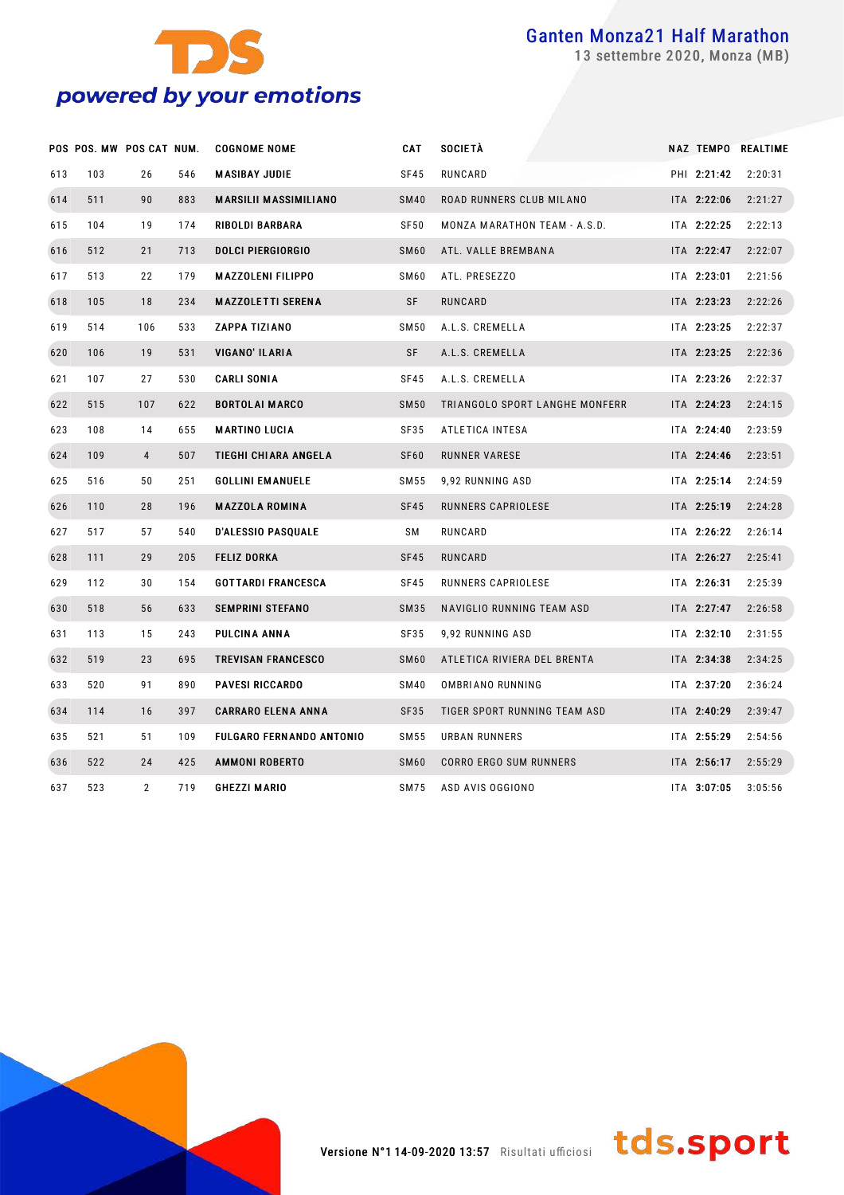| POS | POS. MW | POS CAT | NUM. | COGNOME NOME | CAT | SOCIETÀ | NAZ | TEMPO | REALTIME |
|---|---|---|---|---|---|---|---|---|---|
| 613 | 103 | 26 | 546 | **MASIBAY JUDIE** | SF45 | RUNCARD | PHI | **2:21:42** | 2:20:31 |
| 614 | 511 | 90 | 883 | **MARSILII MASSIMILIANO** | SM40 | ROAD RUNNERS CLUB MILANO | ITA | **2:22:06** | 2:21:27 |
| 615 | 104 | 19 | 174 | **RIBOLDI BARBARA** | SF50 | MONZA MARATHON TEAM - A.S.D. | ITA | **2:22:25** | 2:22:13 |
| 616 | 512 | 21 | 713 | **DOLCI PIERGIORGIO** | SM60 | ATL. VALLE BREMBANA | ITA | **2:22:47** | 2:22:07 |
| 617 | 513 | 22 | 179 | **MAZZOLENI FILIPPO** | SM60 | ATL. PRESEZZO | ITA | **2:23:01** | 2:21:56 |
| 618 | 105 | 18 | 234 | **MAZZOLETTI SERENA** | SF | RUNCARD | ITA | **2:23:23** | 2:22:26 |
| 619 | 514 | 106 | 533 | **ZAPPA TIZIANO** | SM50 | A.L.S. CREMELLA | ITA | **2:23:25** | 2:22:37 |
| 620 | 106 | 19 | 531 | **VIGANO' ILARIA** | SF | A.L.S. CREMELLA | ITA | **2:23:25** | 2:22:36 |
| 621 | 107 | 27 | 530 | **CARLI SONIA** | SF45 | A.L.S. CREMELLA | ITA | **2:23:26** | 2:22:37 |
| 622 | 515 | 107 | 622 | **BORTOLAI MARCO** | SM50 | TRIANGOLO SPORT LANGHE MONFERR | ITA | **2:24:23** | 2:24:15 |
| 623 | 108 | 14 | 655 | **MARTINO LUCIA** | SF35 | ATLETICA INTESA | ITA | **2:24:40** | 2:23:59 |
| 624 | 109 | 4 | 507 | **TIEGHI CHIARA ANGELA** | SF60 | RUNNER VARESE | ITA | **2:24:46** | 2:23:51 |
| 625 | 516 | 50 | 251 | **GOLLINI EMANUELE** | SM55 | 9,92 RUNNING ASD | ITA | **2:25:14** | 2:24:59 |
| 626 | 110 | 28 | 196 | **MAZZOLA ROMINA** | SF45 | RUNNERS CAPRIOLESE | ITA | **2:25:19** | 2:24:28 |
| 627 | 517 | 57 | 540 | **D'ALESSIO PASQUALE** | SM | RUNCARD | ITA | **2:26:22** | 2:26:14 |
| 628 | 111 | 29 | 205 | **FELIZ DORKA** | SF45 | RUNCARD | ITA | **2:26:27** | 2:25:41 |
| 629 | 112 | 30 | 154 | **GOTTARDI FRANCESCA** | SF45 | RUNNERS CAPRIOLESE | ITA | **2:26:31** | 2:25:39 |
| 630 | 518 | 56 | 633 | **SEMPRINI STEFANO** | SM35 | NAVIGLIO RUNNING TEAM ASD | ITA | **2:27:47** | 2:26:58 |
| 631 | 113 | 15 | 243 | **PULCINA ANNA** | SF35 | 9,92 RUNNING ASD | ITA | **2:32:10** | 2:31:55 |
| 632 | 519 | 23 | 695 | **TREVISAN FRANCESCO** | SM60 | ATLETICA RIVIERA DEL BRENTA | ITA | **2:34:38** | 2:34:25 |
| 633 | 520 | 91 | 890 | **PAVESI RICCARDO** | SM40 | OMBRIANO RUNNING | ITA | **2:37:20** | 2:36:24 |
| 634 | 114 | 16 | 397 | **CARRARO ELENA ANNA** | SF35 | TIGER SPORT RUNNING TEAM ASD | ITA | **2:40:29** | 2:39:47 |
| 635 | 521 | 51 | 109 | **FULGARO FERNANDO ANTONIO** | SM55 | URBAN RUNNERS | ITA | **2:55:29** | 2:54:56 |
| 636 | 522 | 24 | 425 | **AMMONI ROBERTO** | SM60 | CORRO ERGO SUM RUNNERS | ITA | **2:56:17** | 2:55:29 |
| 637 | 523 | 2 | 719 | **GHEZZI MARIO** | SM75 | ASD AVIS OGGIONO | ITA | **3:07:05** | 3:05:56 |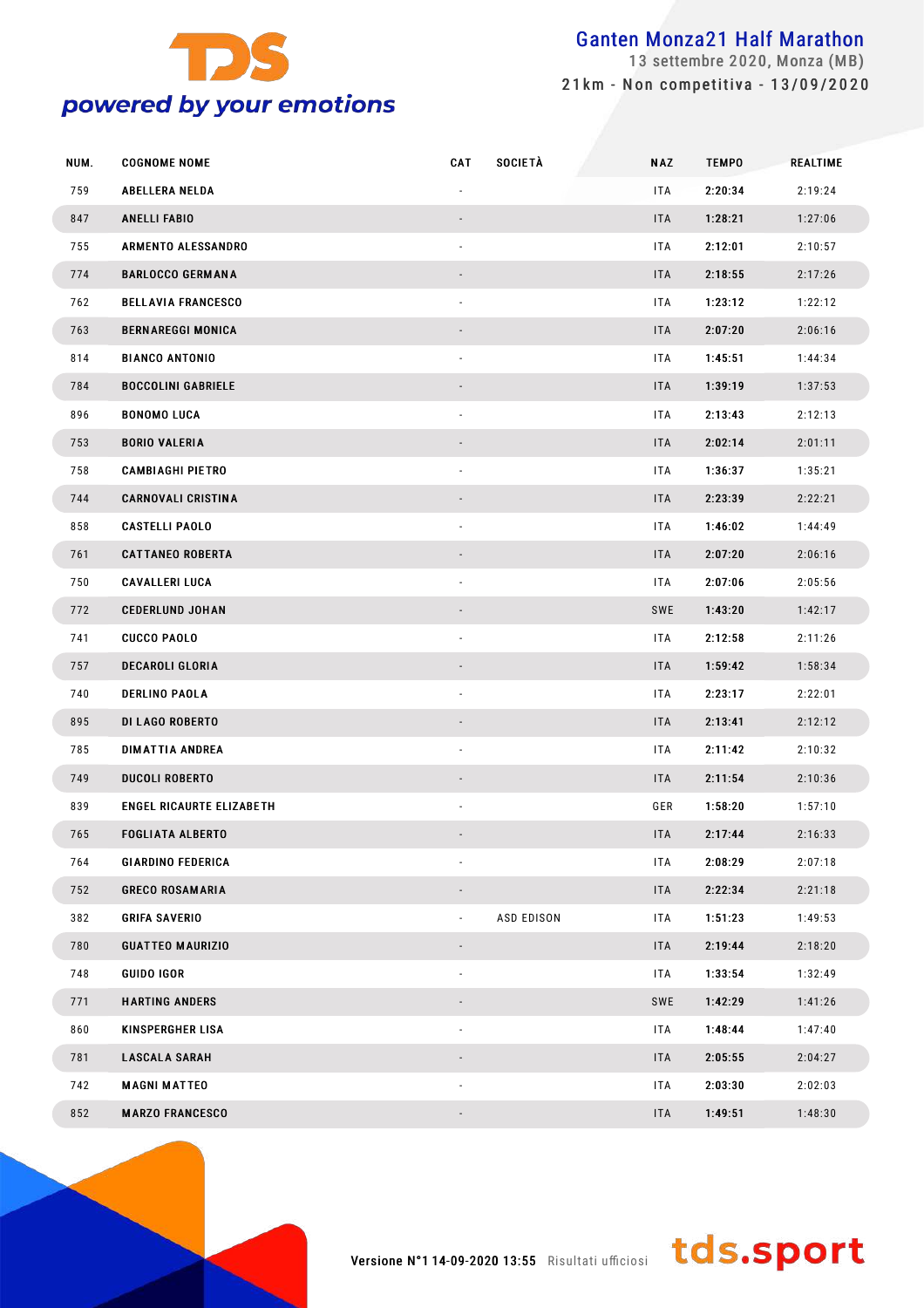# Ganten Monza21 Half Marathon

13 settembre 2020, Monza (MB)

21km - Non competitiva - 13/09/2020

| NUM. | COGNOME NOME | CAT | SOCIETÀ | NAZ | TEMPO | REALTIME |
|---|---|---|---|---|---|---|
| 759 | ABELLERA NELDA | - | | ITA | **2:20:34** | 2:19:24 |
| 847 | ANELLI FABIO | - | | ITA | **1:28:21** | 1:27:06 |
| 755 | ARMENTO ALESSANDRO | - | | ITA | **2:12:01** | 2:10:57 |
| 774 | BARLOCCO GERMANA | - | | ITA | **2:18:55** | 2:17:26 |
| 762 | BELLAVIA FRANCESCO | - | | ITA | **1:23:12** | 1:22:12 |
| 763 | BERNAREGGI MONICA | - | | ITA | **2:07:20** | 2:06:16 |
| 814 | BIANCO ANTONIO | - | | ITA | **1:45:51** | 1:44:34 |
| 784 | BOCCOLINI GABRIELE | - | | ITA | **1:39:19** | 1:37:53 |
| 896 | BONOMO LUCA | - | | ITA | **2:13:43** | 2:12:13 |
| 753 | BORIO VALERIA | - | | ITA | **2:02:14** | 2:01:11 |
| 758 | CAMBIAGHI PIETRO | - | | ITA | **1:36:37** | 1:35:21 |
| 744 | CARNOVALI CRISTINA | - | | ITA | **2:23:39** | 2:22:21 |
| 858 | CASTELLI PAOLO | - | | ITA | **1:46:02** | 1:44:49 |
| 761 | CATTANEO ROBERTA | - | | ITA | **2:07:20** | 2:06:16 |
| 750 | CAVALLERI LUCA | - | | ITA | **2:07:06** | 2:05:56 |
| 772 | CEDERLUND JOHAN | - | | SWE | **1:43:20** | 1:42:17 |
| 741 | CUCCO PAOLO | - | | ITA | **2:12:58** | 2:11:26 |
| 757 | DECAROLI GLORIA | - | | ITA | **1:59:42** | 1:58:34 |
| 740 | DERLINO PAOLA | - | | ITA | **2:23:17** | 2:22:01 |
| 895 | DI LAGO ROBERTO | - | | ITA | **2:13:41** | 2:12:12 |
| 785 | DIMATTIA ANDREA | - | | ITA | **2:11:42** | 2:10:32 |
| 749 | DUCOLI ROBERTO | - | | ITA | **2:11:54** | 2:10:36 |
| 839 | ENGEL RICAURTE ELIZABETH | - | | GER | **1:58:20** | 1:57:10 |
| 765 | FOGLIATA ALBERTO | - | | ITA | **2:17:44** | 2:16:33 |
| 764 | GIARDINO FEDERICA | - | | ITA | **2:08:29** | 2:07:18 |
| 752 | GRECO ROSAMARIA | - | | ITA | **2:22:34** | 2:21:18 |
| 382 | GRIFA SAVERIO | - | ASD EDISON | ITA | **1:51:23** | 1:49:53 |
| 780 | GUATTEO MAURIZIO | - | | ITA | **2:19:44** | 2:18:20 |
| 748 | GUIDO IGOR | - | | ITA | **1:33:54** | 1:32:49 |
| 771 | HARTING ANDERS | - | | SWE | **1:42:29** | 1:41:26 |
| 860 | KINSPERGHER LISA | - | | ITA | **1:48:44** | 1:47:40 |
| 781 | LASCALA SARAH | - | | ITA | **2:05:55** | 2:04:27 |
| 742 | MAGNI MATTEO | - | | ITA | **2:03:30** | 2:02:03 |
| 852 | MARZO FRANCESCO | - | | ITA | **1:49:51** | 1:48:30 |

Versione N°1 14-09-2020 13:55 Risultati ufficiosi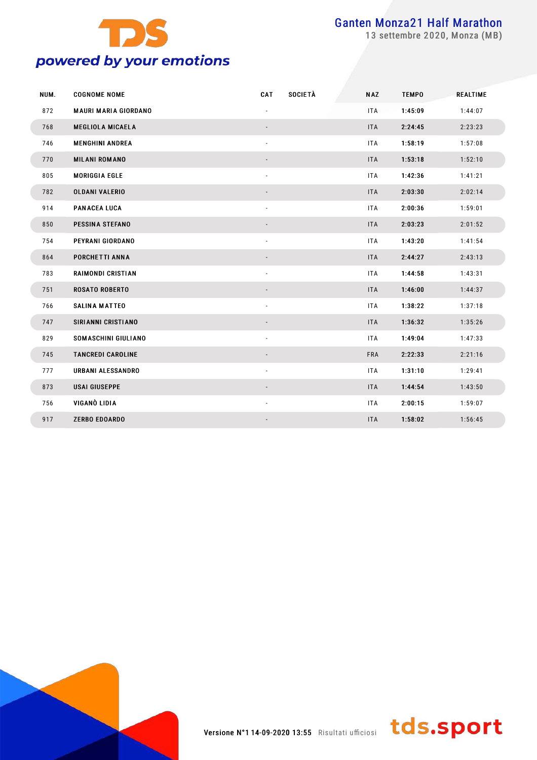| NUM. | COGNOME NOME | CAT | SOCIETÀ | NAZ | TEMPO | REALTIME |
|---|---|---|---|---|---|---|
| 872 | MAURI MARIA GIORDANO | - | | ITA | **1:45:09** | 1:44:07 |
| 768 | MEGLIOLA MICAELA | - | | ITA | **2:24:45** | 2:23:23 |
| 746 | MENGHINI ANDREA | - | | ITA | **1:58:19** | 1:57:08 |
| 770 | MILANI ROMANO | - | | ITA | **1:53:18** | 1:52:10 |
| 805 | MORIGGIA EGLE | - | | ITA | **1:42:36** | 1:41:21 |
| 782 | OLDANI VALERIO | - | | ITA | **2:03:30** | 2:02:14 |
| 914 | PANACEA LUCA | - | | ITA | **2:00:36** | 1:59:01 |
| 850 | PESSINA STEFANO | - | | ITA | **2:03:23** | 2:01:52 |
| 754 | PEYRANI GIORDANO | - | | ITA | **1:43:20** | 1:41:54 |
| 864 | PORCHETTI ANNA | - | | ITA | **2:44:27** | 2:43:13 |
| 783 | RAIMONDI CRISTIAN | - | | ITA | **1:44:58** | 1:43:31 |
| 751 | ROSATO ROBERTO | - | | ITA | **1:46:00** | 1:44:37 |
| 766 | SALINA MATTEO | - | | ITA | **1:38:22** | 1:37:18 |
| 747 | SIRIANNI CRISTIANO | - | | ITA | **1:36:32** | 1:35:26 |
| 829 | SOMASCHINI GIULIANO | - | | ITA | **1:49:04** | 1:47:33 |
| 745 | TANCREDI CAROLINE | - | | FRA | **2:22:33** | 2:21:16 |
| 777 | URBANI ALESSANDRO | - | | ITA | **1:31:10** | 1:29:41 |
| 873 | USAI GIUSEPPE | - | | ITA | **1:44:54** | 1:43:50 |
| 756 | VIGANÒ LIDIA | - | | ITA | **2:00:15** | 1:59:07 |
| 917 | ZERBO EDOARDO | - | | ITA | **1:58:02** | 1:56:45 |